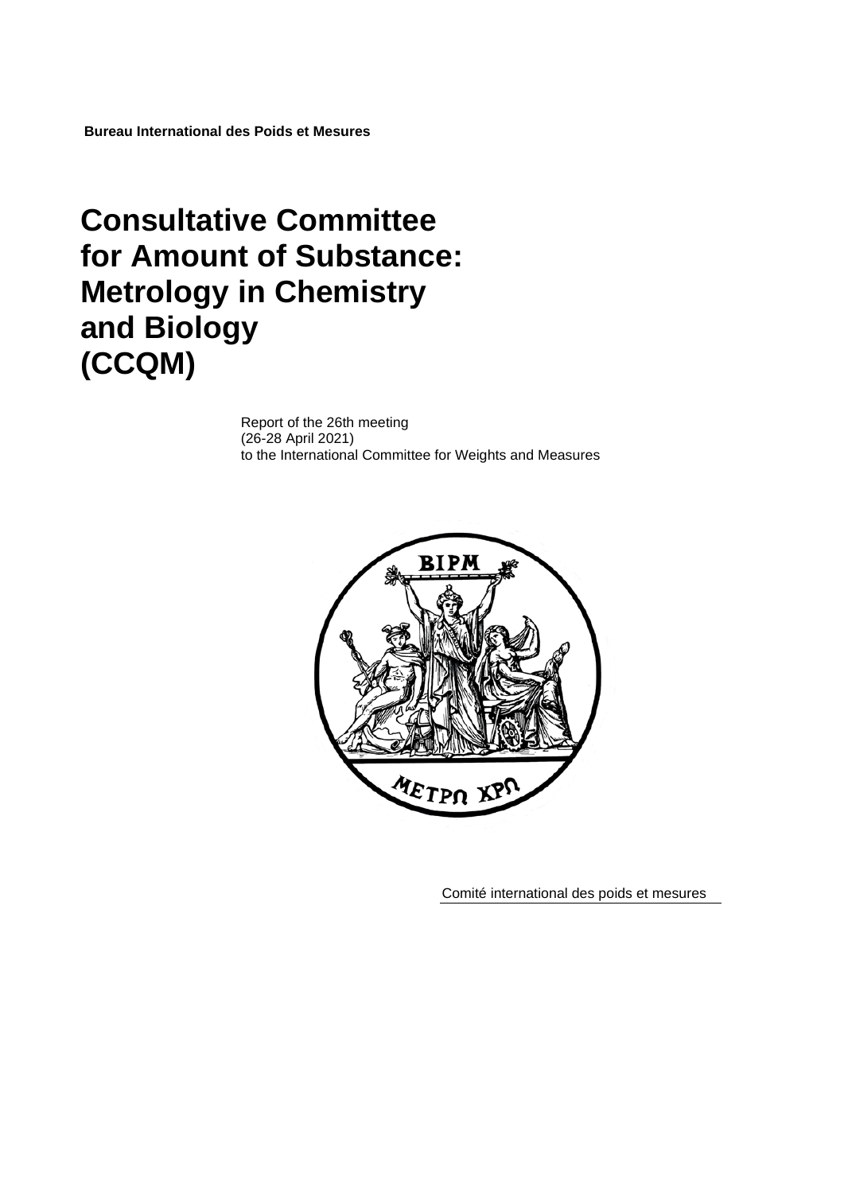**Bureau International des Poids et Mesures**

# Consultative Committee for Amount of Substance: Metrology in Chemistry and Biology (CCQM)

Report of the 26th meeting
(26-28 April 2021)
to the International Committee for Weights and Measures

Comité international des poids et mesures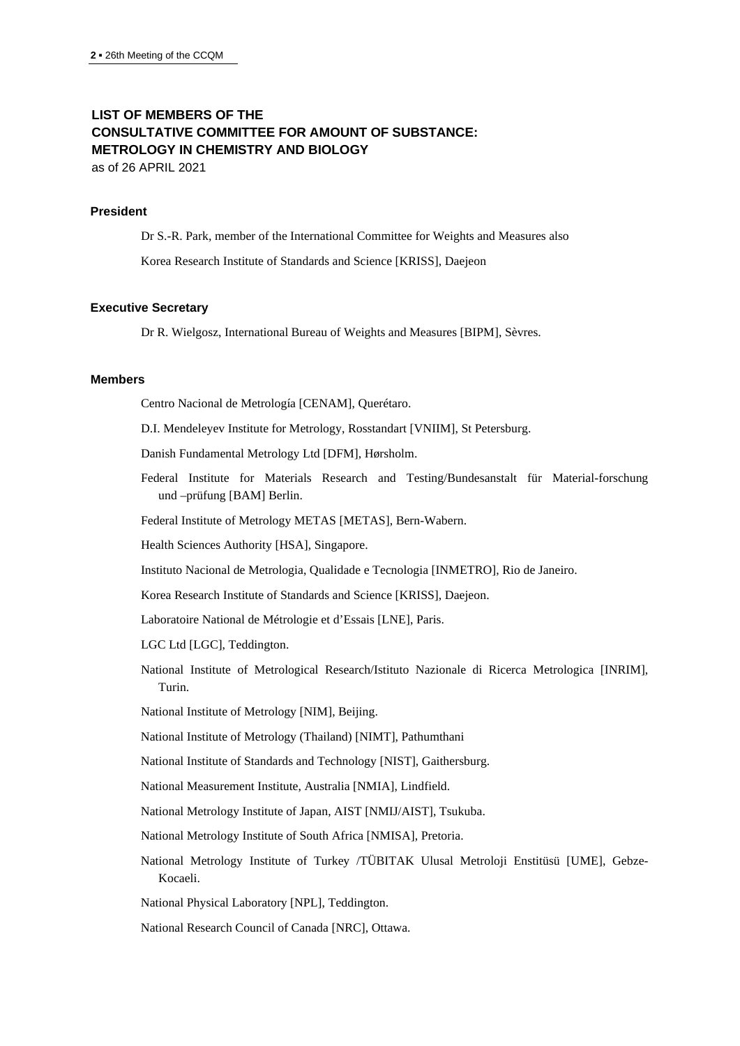## LIST OF MEMBERS OF THE CONSULTATIVE COMMITTEE FOR AMOUNT OF SUBSTANCE: METROLOGY IN CHEMISTRY AND BIOLOGY

as of 26 APRIL 2021

### President

Dr S.-R. Park, member of the International Committee for Weights and Measures also

Korea Research Institute of Standards and Science [KRISS], Daejeon

### Executive Secretary

Dr R. Wielgosz, International Bureau of Weights and Measures [BIPM], Sèvres.

### Members

Centro Nacional de Metrología [CENAM], Querétaro.

D.I. Mendeleyev Institute for Metrology, Rosstandart [VNIIM], St Petersburg.

Danish Fundamental Metrology Ltd [DFM], Hørsholm.

Federal Institute for Materials Research and Testing/Bundesanstalt für Material-forschung und –prüfung [BAM] Berlin.

Federal Institute of Metrology METAS [METAS], Bern-Wabern.

Health Sciences Authority [HSA], Singapore.

Instituto Nacional de Metrologia, Qualidade e Tecnologia [INMETRO], Rio de Janeiro.

Korea Research Institute of Standards and Science [KRISS], Daejeon.

Laboratoire National de Métrologie et d'Essais [LNE], Paris.

LGC Ltd [LGC], Teddington.

National Institute of Metrological Research/Istituto Nazionale di Ricerca Metrologica [INRIM], Turin.

National Institute of Metrology [NIM], Beijing.

National Institute of Metrology (Thailand) [NIMT], Pathumthani

National Institute of Standards and Technology [NIST], Gaithersburg.

National Measurement Institute, Australia [NMIA], Lindfield.

National Metrology Institute of Japan, AIST [NMIJ/AIST], Tsukuba.

National Metrology Institute of South Africa [NMISA], Pretoria.

National Metrology Institute of Turkey /TÜBITAK Ulusal Metroloji Enstitüsü [UME], Gebze-Kocaeli.

National Physical Laboratory [NPL], Teddington.

National Research Council of Canada [NRC], Ottawa.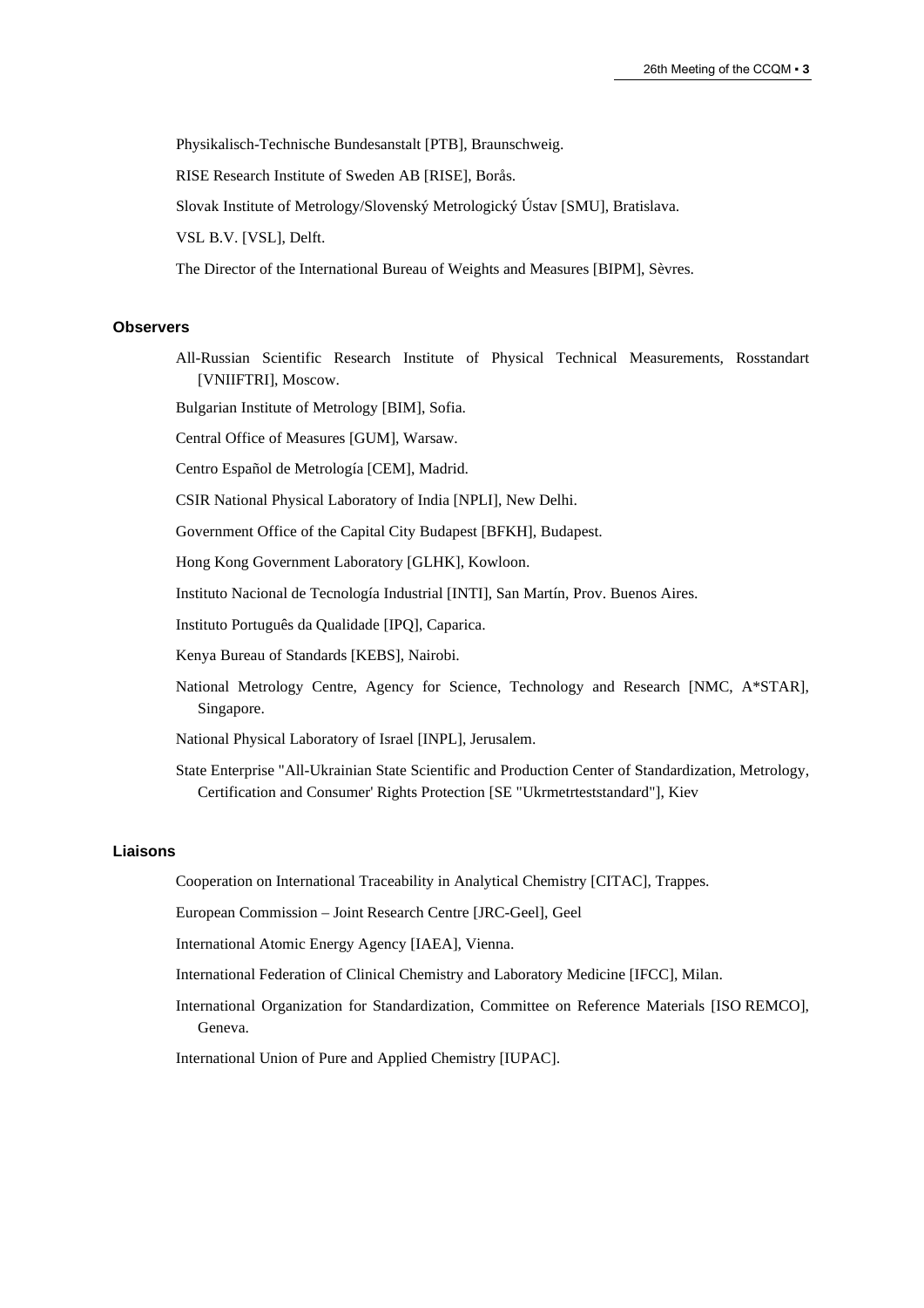Physikalisch-Technische Bundesanstalt [PTB], Braunschweig.

RISE Research Institute of Sweden AB [RISE], Borås.

Slovak Institute of Metrology/Slovenský Metrologický Ústav [SMU], Bratislava.

VSL B.V. [VSL], Delft.

The Director of the International Bureau of Weights and Measures [BIPM], Sèvres.

### Observers

All-Russian Scientific Research Institute of Physical Technical Measurements, Rosstandart [VNIIFTRI], Moscow.

Bulgarian Institute of Metrology [BIM], Sofia.

Central Office of Measures [GUM], Warsaw.

Centro Español de Metrología [CEM], Madrid.

CSIR National Physical Laboratory of India [NPLI], New Delhi.

Government Office of the Capital City Budapest [BFKH], Budapest.

Hong Kong Government Laboratory [GLHK], Kowloon.

Instituto Nacional de Tecnología Industrial [INTI], San Martín, Prov. Buenos Aires.

Instituto Português da Qualidade [IPQ], Caparica.

Kenya Bureau of Standards [KEBS], Nairobi.

National Metrology Centre, Agency for Science, Technology and Research [NMC, A*STAR], Singapore.

National Physical Laboratory of Israel [INPL], Jerusalem.

State Enterprise "All-Ukrainian State Scientific and Production Center of Standardization, Metrology, Certification and Consumer' Rights Protection [SE "Ukrmetrteststandard"], Kiev

### Liaisons

Cooperation on International Traceability in Analytical Chemistry [CITAC], Trappes.

European Commission – Joint Research Centre [JRC-Geel], Geel

International Atomic Energy Agency [IAEA], Vienna.

International Federation of Clinical Chemistry and Laboratory Medicine [IFCC], Milan.

International Organization for Standardization, Committee on Reference Materials [ISO REMCO], Geneva.

International Union of Pure and Applied Chemistry [IUPAC].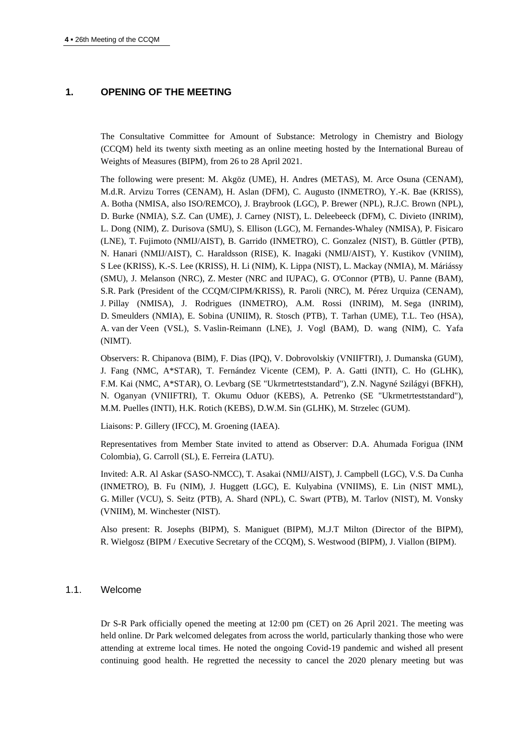## 1. OPENING OF THE MEETING

The Consultative Committee for Amount of Substance: Metrology in Chemistry and Biology (CCQM) held its twenty sixth meeting as an online meeting hosted by the International Bureau of Weights of Measures (BIPM), from 26 to 28 April 2021.

The following were present: M. Akgöz (UME), H. Andres (METAS), M. Arce Osuna (CENAM), M.d.R. Arvizu Torres (CENAM), H. Aslan (DFM), C. Augusto (INMETRO), Y.-K. Bae (KRISS), A. Botha (NMISA, also ISO/REMCO), J. Braybrook (LGC), P. Brewer (NPL), R.J.C. Brown (NPL), D. Burke (NMIA), S.Z. Can (UME), J. Carney (NIST), L. Deleebeeck (DFM), C. Divieto (INRIM), L. Dong (NIM), Z. Durisova (SMU), S. Ellison (LGC), M. Fernandes-Whaley (NMISA), P. Fisicaro (LNE), T. Fujimoto (NMIJ/AIST), B. Garrido (INMETRO), C. Gonzalez (NIST), B. Güttler (PTB), N. Hanari (NMIJ/AIST), C. Haraldsson (RISE), K. Inagaki (NMIJ/AIST), Y. Kustikov (VNIIM), S Lee (KRISS), K.-S. Lee (KRISS), H. Li (NIM), K. Lippa (NIST), L. Mackay (NMIA), M. Máriássy (SMU), J. Melanson (NRC), Z. Mester (NRC and IUPAC), G. O'Connor (PTB), U. Panne (BAM), S.R. Park (President of the CCQM/CIPM/KRISS), R. Paroli (NRC), M. Pérez Urquiza (CENAM), J. Pillay (NMISA), J. Rodrigues (INMETRO), A.M. Rossi (INRIM), M. Sega (INRIM), D. Smeulders (NMIA), E. Sobina (UNIIM), R. Stosch (PTB), T. Tarhan (UME), T.L. Teo (HSA), A. van der Veen (VSL), S. Vaslin-Reimann (LNE), J. Vogl (BAM), D. wang (NIM), C. Yafa (NIMT).

Observers: R. Chipanova (BIM), F. Dias (IPQ), V. Dobrovolskiy (VNIIFTRI), J. Dumanska (GUM), J. Fang (NMC, A*STAR), T. Fernández Vicente (CEM), P. A. Gatti (INTI), C. Ho (GLHK), F.M. Kai (NMC, A*STAR), O. Levbarg (SE "Ukrmetrteststandard"), Z.N. Nagyné Szilágyi (BFKH), N. Oganyan (VNIIFTRI), T. Okumu Oduor (KEBS), A. Petrenko (SE "Ukrmetrteststandard"), M.M. Puelles (INTI), H.K. Rotich (KEBS), D.W.M. Sin (GLHK), M. Strzelec (GUM).

Liaisons: P. Gillery (IFCC), M. Groening (IAEA).

Representatives from Member State invited to attend as Observer: D.A. Ahumada Forigua (INM Colombia), G. Carroll (SL), E. Ferreira (LATU).

Invited: A.R. Al Askar (SASO-NMCC), T. Asakai (NMIJ/AIST), J. Campbell (LGC), V.S. Da Cunha (INMETRO), B. Fu (NIM), J. Huggett (LGC), E. Kulyabina (VNIIMS), E. Lin (NIST MML), G. Miller (VCU), S. Seitz (PTB), A. Shard (NPL), C. Swart (PTB), M. Tarlov (NIST), M. Vonsky (VNIIM), M. Winchester (NIST).

Also present: R. Josephs (BIPM), S. Maniguet (BIPM), M.J.T Milton (Director of the BIPM), R. Wielgosz (BIPM / Executive Secretary of the CCQM), S. Westwood (BIPM), J. Viallon (BIPM).

### 1.1. Welcome

Dr S-R Park officially opened the meeting at 12:00 pm (CET) on 26 April 2021. The meeting was held online. Dr Park welcomed delegates from across the world, particularly thanking those who were attending at extreme local times. He noted the ongoing Covid-19 pandemic and wished all present continuing good health. He regretted the necessity to cancel the 2020 plenary meeting but was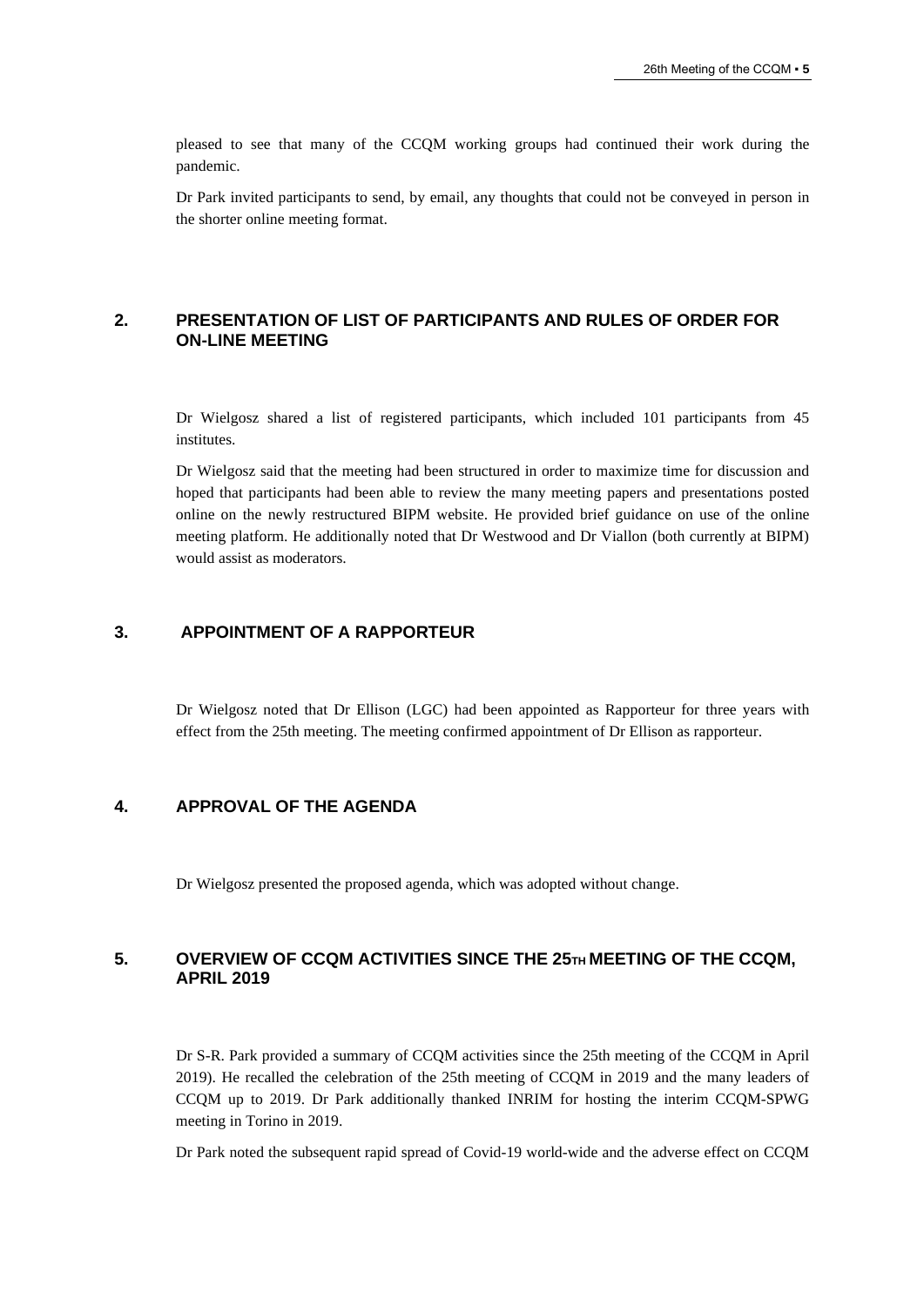pleased to see that many of the CCQM working groups had continued their work during the pandemic.

Dr Park invited participants to send, by email, any thoughts that could not be conveyed in person in the shorter online meeting format.

## 2. PRESENTATION OF LIST OF PARTICIPANTS AND RULES OF ORDER FOR ON-LINE MEETING

Dr Wielgosz shared a list of registered participants, which included 101 participants from 45 institutes.

Dr Wielgosz said that the meeting had been structured in order to maximize time for discussion and hoped that participants had been able to review the many meeting papers and presentations posted online on the newly restructured BIPM website. He provided brief guidance on use of the online meeting platform. He additionally noted that Dr Westwood and Dr Viallon (both currently at BIPM) would assist as moderators.

## 3. APPOINTMENT OF A RAPPORTEUR

Dr Wielgosz noted that Dr Ellison (LGC) had been appointed as Rapporteur for three years with effect from the 25th meeting. The meeting confirmed appointment of Dr Ellison as rapporteur.

## 4. APPROVAL OF THE AGENDA

Dr Wielgosz presented the proposed agenda, which was adopted without change.

## 5. OVERVIEW OF CCQM ACTIVITIES SINCE THE 25TH MEETING OF THE CCQM, APRIL 2019

Dr S-R. Park provided a summary of CCQM activities since the 25th meeting of the CCQM in April 2019). He recalled the celebration of the 25th meeting of CCQM in 2019 and the many leaders of CCQM up to 2019. Dr Park additionally thanked INRIM for hosting the interim CCQM-SPWG meeting in Torino in 2019.

Dr Park noted the subsequent rapid spread of Covid-19 world-wide and the adverse effect on CCQM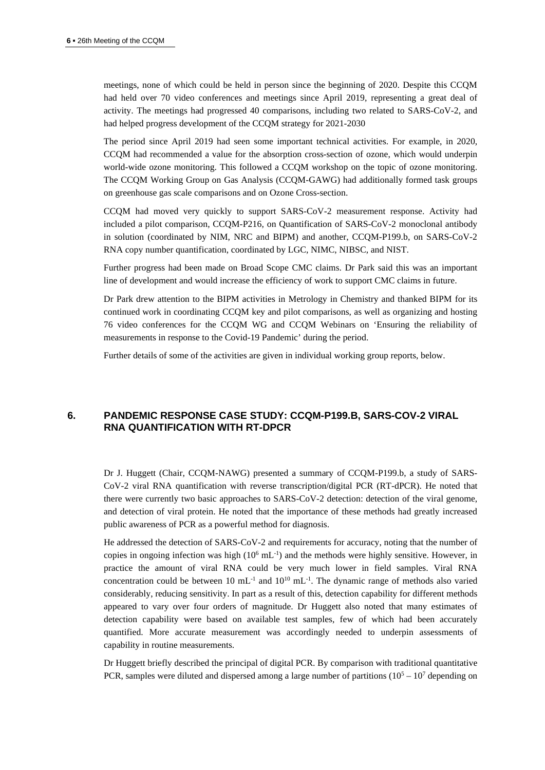meetings, none of which could be held in person since the beginning of 2020. Despite this CCQM had held over 70 video conferences and meetings since April 2019, representing a great deal of activity. The meetings had progressed 40 comparisons, including two related to SARS-CoV-2, and had helped progress development of the CCQM strategy for 2021-2030

The period since April 2019 had seen some important technical activities. For example, in 2020, CCQM had recommended a value for the absorption cross-section of ozone, which would underpin world-wide ozone monitoring. This followed a CCQM workshop on the topic of ozone monitoring. The CCQM Working Group on Gas Analysis (CCQM-GAWG) had additionally formed task groups on greenhouse gas scale comparisons and on Ozone Cross-section.

CCQM had moved very quickly to support SARS-CoV-2 measurement response. Activity had included a pilot comparison, CCQM-P216, on Quantification of SARS-CoV-2 monoclonal antibody in solution (coordinated by NIM, NRC and BIPM) and another, CCQM-P199.b, on SARS-CoV-2 RNA copy number quantification, coordinated by LGC, NIMC, NIBSC, and NIST.

Further progress had been made on Broad Scope CMC claims. Dr Park said this was an important line of development and would increase the efficiency of work to support CMC claims in future.

Dr Park drew attention to the BIPM activities in Metrology in Chemistry and thanked BIPM for its continued work in coordinating CCQM key and pilot comparisons, as well as organizing and hosting 76 video conferences for the CCQM WG and CCQM Webinars on 'Ensuring the reliability of measurements in response to the Covid-19 Pandemic' during the period.

Further details of some of the activities are given in individual working group reports, below.

## 6. PANDEMIC RESPONSE CASE STUDY: CCQM-P199.B, SARS-COV-2 VIRAL RNA QUANTIFICATION WITH RT-DPCR

Dr J. Huggett (Chair, CCQM-NAWG) presented a summary of CCQM-P199.b, a study of SARS-CoV-2 viral RNA quantification with reverse transcription/digital PCR (RT-dPCR). He noted that there were currently two basic approaches to SARS-CoV-2 detection: detection of the viral genome, and detection of viral protein. He noted that the importance of these methods had greatly increased public awareness of PCR as a powerful method for diagnosis.

He addressed the detection of SARS-CoV-2 and requirements for accuracy, noting that the number of copies in ongoing infection was high ($10^6$ mL$^{-1}$) and the methods were highly sensitive. However, in practice the amount of viral RNA could be very much lower in field samples. Viral RNA concentration could be between 10 mL$^{-1}$ and $10^{10}$ mL$^{-1}$. The dynamic range of methods also varied considerably, reducing sensitivity. In part as a result of this, detection capability for different methods appeared to vary over four orders of magnitude. Dr Huggett also noted that many estimates of detection capability were based on available test samples, few of which had been accurately quantified. More accurate measurement was accordingly needed to underpin assessments of capability in routine measurements.

Dr Huggett briefly described the principal of digital PCR. By comparison with traditional quantitative PCR, samples were diluted and dispersed among a large number of partitions ($10^5$ – $10^7$ depending on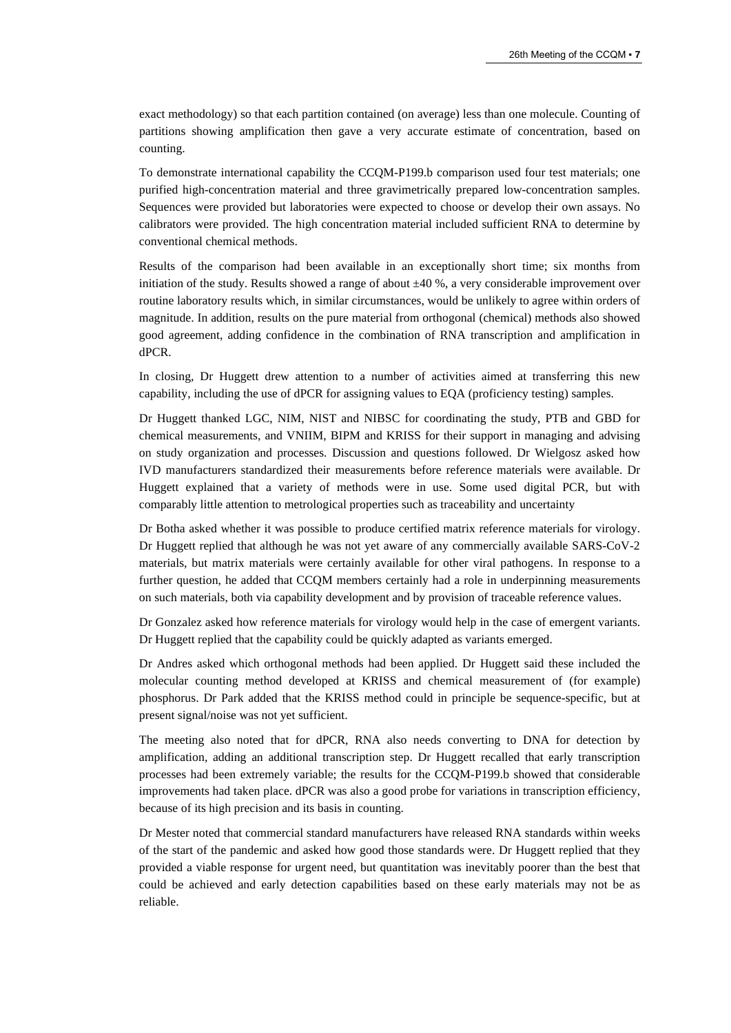exact methodology) so that each partition contained (on average) less than one molecule. Counting of partitions showing amplification then gave a very accurate estimate of concentration, based on counting.

To demonstrate international capability the CCQM-P199.b comparison used four test materials; one purified high-concentration material and three gravimetrically prepared low-concentration samples. Sequences were provided but laboratories were expected to choose or develop their own assays. No calibrators were provided. The high concentration material included sufficient RNA to determine by conventional chemical methods.

Results of the comparison had been available in an exceptionally short time; six months from initiation of the study. Results showed a range of about ±40 %, a very considerable improvement over routine laboratory results which, in similar circumstances, would be unlikely to agree within orders of magnitude. In addition, results on the pure material from orthogonal (chemical) methods also showed good agreement, adding confidence in the combination of RNA transcription and amplification in dPCR.

In closing, Dr Huggett drew attention to a number of activities aimed at transferring this new capability, including the use of dPCR for assigning values to EQA (proficiency testing) samples.

Dr Huggett thanked LGC, NIM, NIST and NIBSC for coordinating the study, PTB and GBD for chemical measurements, and VNIIM, BIPM and KRISS for their support in managing and advising on study organization and processes. Discussion and questions followed. Dr Wielgosz asked how IVD manufacturers standardized their measurements before reference materials were available. Dr Huggett explained that a variety of methods were in use. Some used digital PCR, but with comparably little attention to metrological properties such as traceability and uncertainty

Dr Botha asked whether it was possible to produce certified matrix reference materials for virology. Dr Huggett replied that although he was not yet aware of any commercially available SARS-CoV-2 materials, but matrix materials were certainly available for other viral pathogens. In response to a further question, he added that CCQM members certainly had a role in underpinning measurements on such materials, both via capability development and by provision of traceable reference values.

Dr Gonzalez asked how reference materials for virology would help in the case of emergent variants. Dr Huggett replied that the capability could be quickly adapted as variants emerged.

Dr Andres asked which orthogonal methods had been applied. Dr Huggett said these included the molecular counting method developed at KRISS and chemical measurement of (for example) phosphorus. Dr Park added that the KRISS method could in principle be sequence-specific, but at present signal/noise was not yet sufficient.

The meeting also noted that for dPCR, RNA also needs converting to DNA for detection by amplification, adding an additional transcription step. Dr Huggett recalled that early transcription processes had been extremely variable; the results for the CCQM-P199.b showed that considerable improvements had taken place. dPCR was also a good probe for variations in transcription efficiency, because of its high precision and its basis in counting.

Dr Mester noted that commercial standard manufacturers have released RNA standards within weeks of the start of the pandemic and asked how good those standards were. Dr Huggett replied that they provided a viable response for urgent need, but quantitation was inevitably poorer than the best that could be achieved and early detection capabilities based on these early materials may not be as reliable.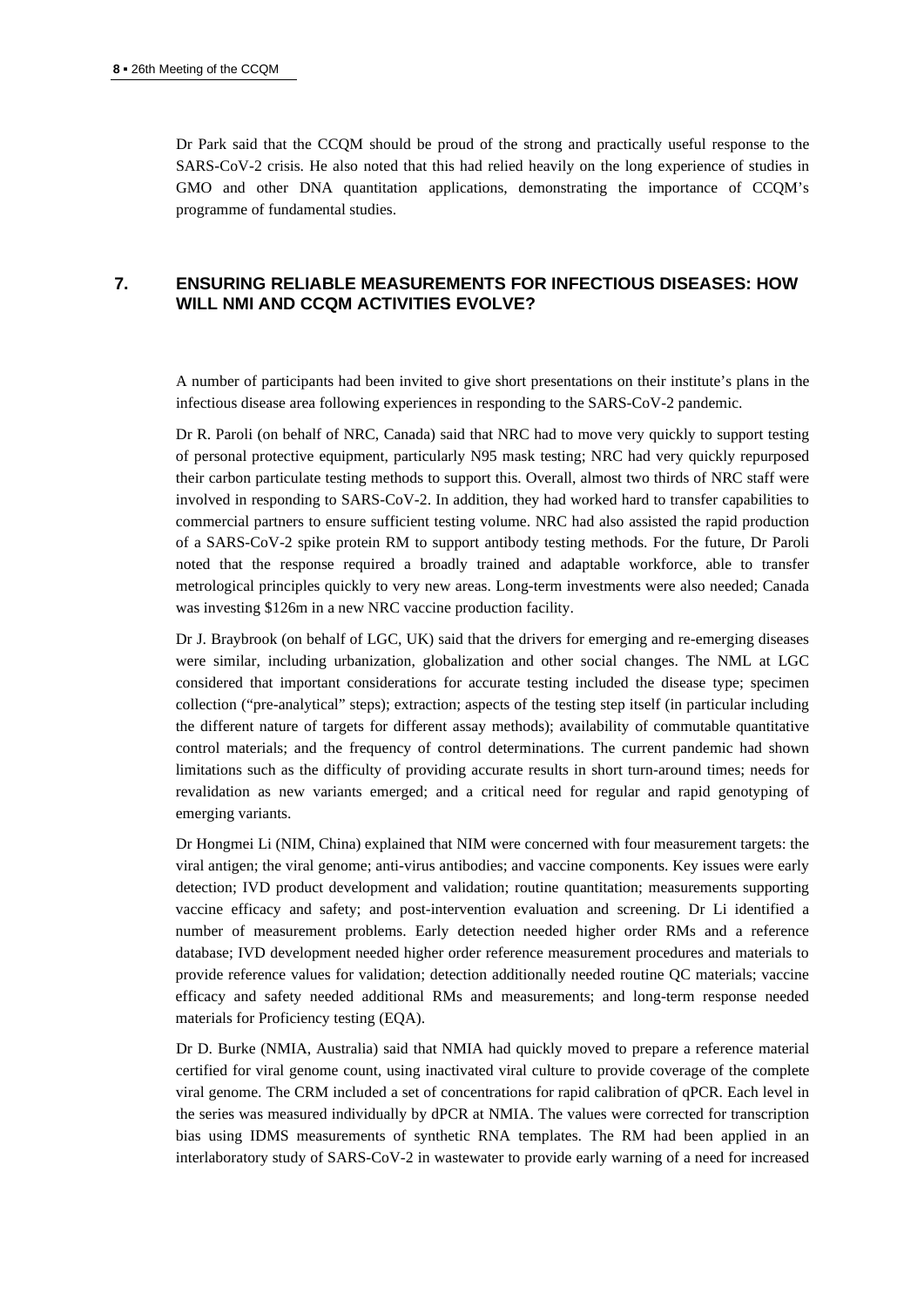Dr Park said that the CCQM should be proud of the strong and practically useful response to the SARS-CoV-2 crisis. He also noted that this had relied heavily on the long experience of studies in GMO and other DNA quantitation applications, demonstrating the importance of CCQM's programme of fundamental studies.

## 7. ENSURING RELIABLE MEASUREMENTS FOR INFECTIOUS DISEASES: HOW WILL NMI AND CCQM ACTIVITIES EVOLVE?

A number of participants had been invited to give short presentations on their institute's plans in the infectious disease area following experiences in responding to the SARS-CoV-2 pandemic.

Dr R. Paroli (on behalf of NRC, Canada) said that NRC had to move very quickly to support testing of personal protective equipment, particularly N95 mask testing; NRC had very quickly repurposed their carbon particulate testing methods to support this. Overall, almost two thirds of NRC staff were involved in responding to SARS-CoV-2. In addition, they had worked hard to transfer capabilities to commercial partners to ensure sufficient testing volume. NRC had also assisted the rapid production of a SARS-CoV-2 spike protein RM to support antibody testing methods. For the future, Dr Paroli noted that the response required a broadly trained and adaptable workforce, able to transfer metrological principles quickly to very new areas. Long-term investments were also needed; Canada was investing $126m in a new NRC vaccine production facility.

Dr J. Braybrook (on behalf of LGC, UK) said that the drivers for emerging and re-emerging diseases were similar, including urbanization, globalization and other social changes. The NML at LGC considered that important considerations for accurate testing included the disease type; specimen collection ("pre-analytical" steps); extraction; aspects of the testing step itself (in particular including the different nature of targets for different assay methods); availability of commutable quantitative control materials; and the frequency of control determinations. The current pandemic had shown limitations such as the difficulty of providing accurate results in short turn-around times; needs for revalidation as new variants emerged; and a critical need for regular and rapid genotyping of emerging variants.

Dr Hongmei Li (NIM, China) explained that NIM were concerned with four measurement targets: the viral antigen; the viral genome; anti-virus antibodies; and vaccine components. Key issues were early detection; IVD product development and validation; routine quantitation; measurements supporting vaccine efficacy and safety; and post-intervention evaluation and screening. Dr Li identified a number of measurement problems. Early detection needed higher order RMs and a reference database; IVD development needed higher order reference measurement procedures and materials to provide reference values for validation; detection additionally needed routine QC materials; vaccine efficacy and safety needed additional RMs and measurements; and long-term response needed materials for Proficiency testing (EQA).

Dr D. Burke (NMIA, Australia) said that NMIA had quickly moved to prepare a reference material certified for viral genome count, using inactivated viral culture to provide coverage of the complete viral genome. The CRM included a set of concentrations for rapid calibration of qPCR. Each level in the series was measured individually by dPCR at NMIA. The values were corrected for transcription bias using IDMS measurements of synthetic RNA templates. The RM had been applied in an interlaboratory study of SARS-CoV-2 in wastewater to provide early warning of a need for increased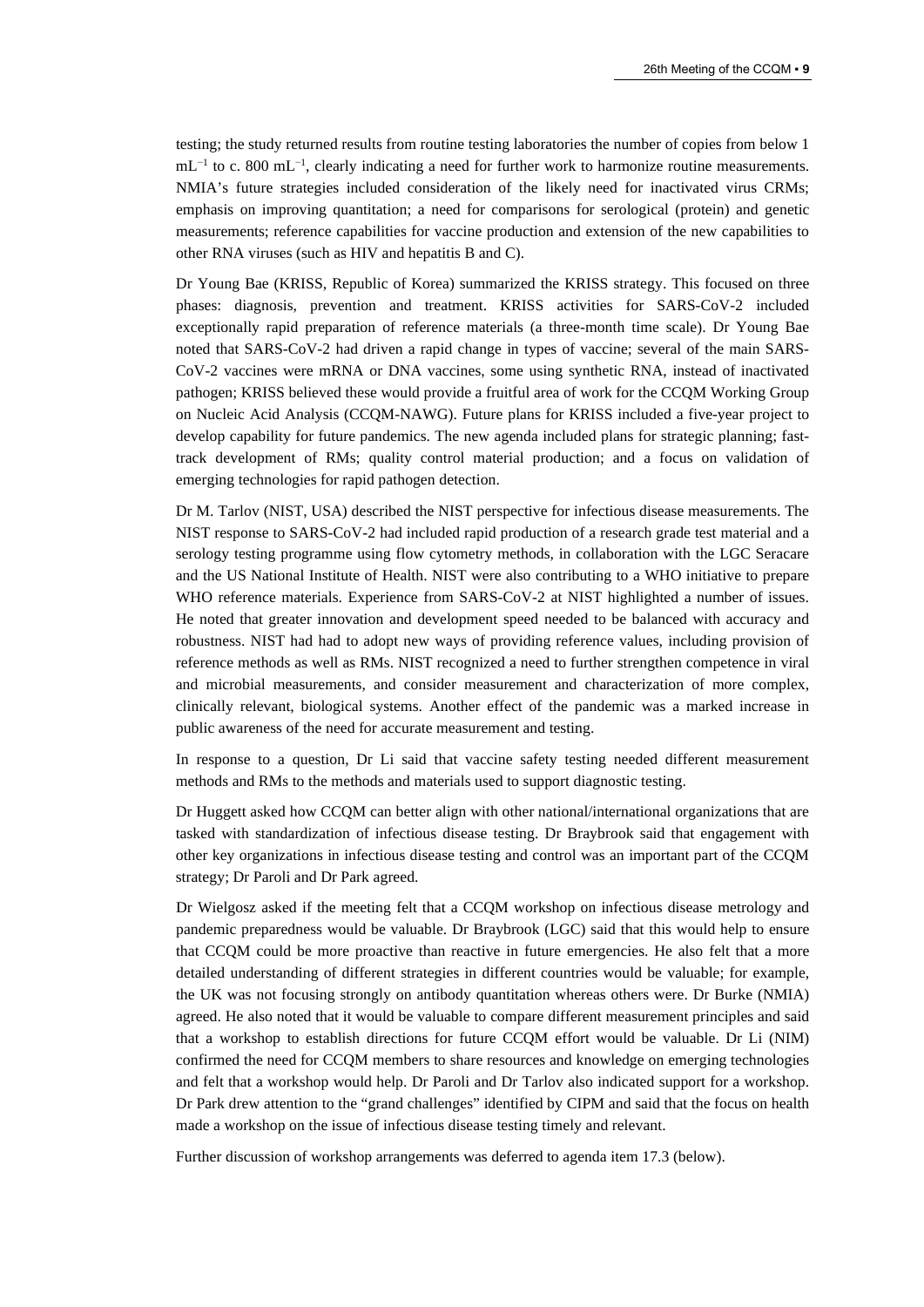testing; the study returned results from routine testing laboratories the number of copies from below 1 $mL^{-1}$ to c. 800 $mL^{-1}$, clearly indicating a need for further work to harmonize routine measurements. NMIA's future strategies included consideration of the likely need for inactivated virus CRMs; emphasis on improving quantitation; a need for comparisons for serological (protein) and genetic measurements; reference capabilities for vaccine production and extension of the new capabilities to other RNA viruses (such as HIV and hepatitis B and C).

Dr Young Bae (KRISS, Republic of Korea) summarized the KRISS strategy. This focused on three phases: diagnosis, prevention and treatment. KRISS activities for SARS-CoV-2 included exceptionally rapid preparation of reference materials (a three-month time scale). Dr Young Bae noted that SARS-CoV-2 had driven a rapid change in types of vaccine; several of the main SARS-CoV-2 vaccines were mRNA or DNA vaccines, some using synthetic RNA, instead of inactivated pathogen; KRISS believed these would provide a fruitful area of work for the CCQM Working Group on Nucleic Acid Analysis (CCQM-NAWG). Future plans for KRISS included a five-year project to develop capability for future pandemics. The new agenda included plans for strategic planning; fast-track development of RMs; quality control material production; and a focus on validation of emerging technologies for rapid pathogen detection.

Dr M. Tarlov (NIST, USA) described the NIST perspective for infectious disease measurements. The NIST response to SARS-CoV-2 had included rapid production of a research grade test material and a serology testing programme using flow cytometry methods, in collaboration with the LGC Seracare and the US National Institute of Health. NIST were also contributing to a WHO initiative to prepare WHO reference materials. Experience from SARS-CoV-2 at NIST highlighted a number of issues. He noted that greater innovation and development speed needed to be balanced with accuracy and robustness. NIST had had to adopt new ways of providing reference values, including provision of reference methods as well as RMs. NIST recognized a need to further strengthen competence in viral and microbial measurements, and consider measurement and characterization of more complex, clinically relevant, biological systems. Another effect of the pandemic was a marked increase in public awareness of the need for accurate measurement and testing.

In response to a question, Dr Li said that vaccine safety testing needed different measurement methods and RMs to the methods and materials used to support diagnostic testing.

Dr Huggett asked how CCQM can better align with other national/international organizations that are tasked with standardization of infectious disease testing. Dr Braybrook said that engagement with other key organizations in infectious disease testing and control was an important part of the CCQM strategy; Dr Paroli and Dr Park agreed.

Dr Wielgosz asked if the meeting felt that a CCQM workshop on infectious disease metrology and pandemic preparedness would be valuable. Dr Braybrook (LGC) said that this would help to ensure that CCQM could be more proactive than reactive in future emergencies. He also felt that a more detailed understanding of different strategies in different countries would be valuable; for example, the UK was not focusing strongly on antibody quantitation whereas others were. Dr Burke (NMIA) agreed. He also noted that it would be valuable to compare different measurement principles and said that a workshop to establish directions for future CCQM effort would be valuable. Dr Li (NIM) confirmed the need for CCQM members to share resources and knowledge on emerging technologies and felt that a workshop would help. Dr Paroli and Dr Tarlov also indicated support for a workshop. Dr Park drew attention to the "grand challenges" identified by CIPM and said that the focus on health made a workshop on the issue of infectious disease testing timely and relevant.

Further discussion of workshop arrangements was deferred to agenda item 17.3 (below).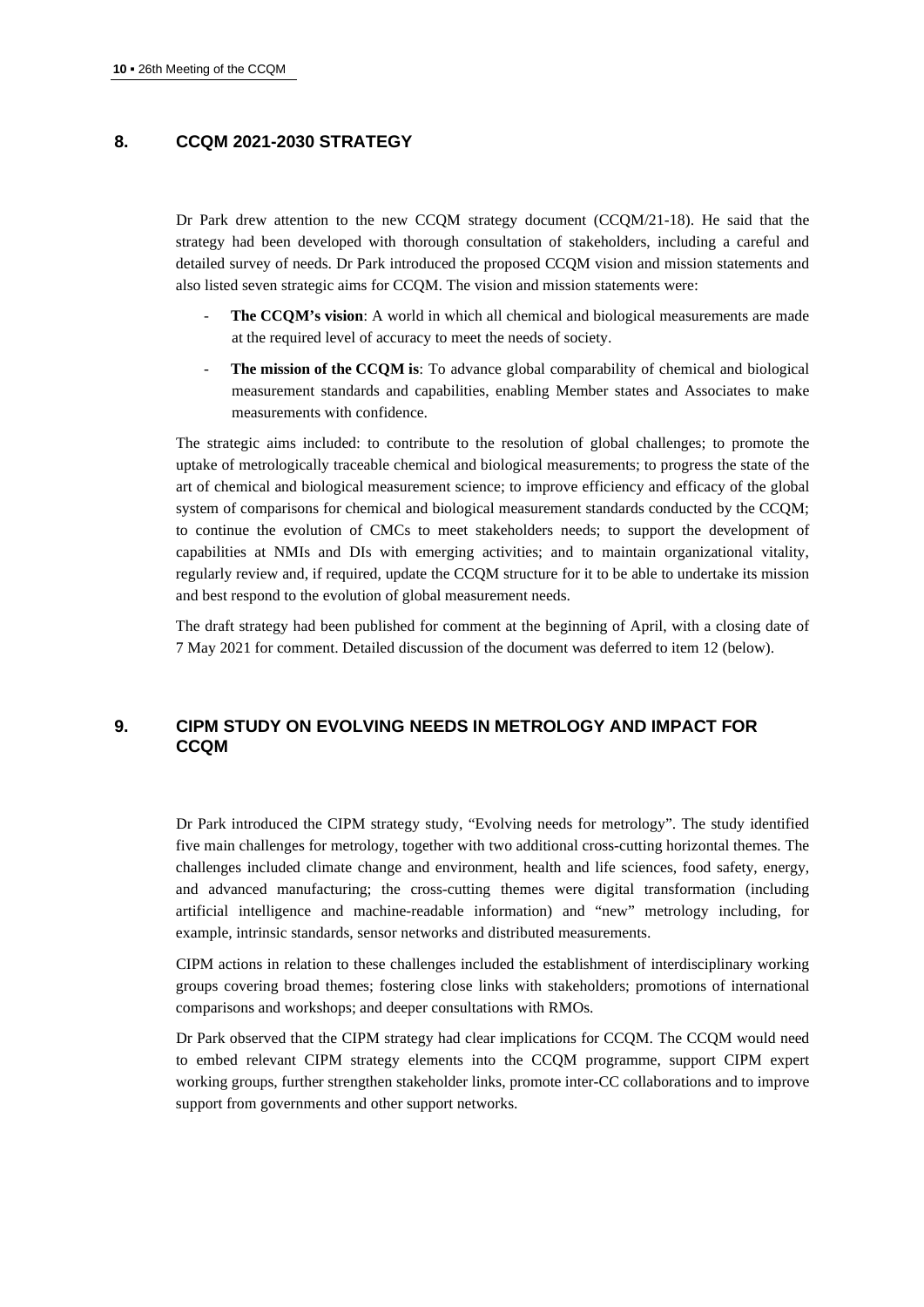## 8. CCQM 2021-2030 STRATEGY

Dr Park drew attention to the new CCQM strategy document (CCQM/21-18). He said that the strategy had been developed with thorough consultation of stakeholders, including a careful and detailed survey of needs. Dr Park introduced the proposed CCQM vision and mission statements and also listed seven strategic aims for CCQM. The vision and mission statements were:

- **The CCQM's vision**: A world in which all chemical and biological measurements are made at the required level of accuracy to meet the needs of society.
- **The mission of the CCQM is**: To advance global comparability of chemical and biological measurement standards and capabilities, enabling Member states and Associates to make measurements with confidence.

The strategic aims included: to contribute to the resolution of global challenges; to promote the uptake of metrologically traceable chemical and biological measurements; to progress the state of the art of chemical and biological measurement science; to improve efficiency and efficacy of the global system of comparisons for chemical and biological measurement standards conducted by the CCQM; to continue the evolution of CMCs to meet stakeholders needs; to support the development of capabilities at NMIs and DIs with emerging activities; and to maintain organizational vitality, regularly review and, if required, update the CCQM structure for it to be able to undertake its mission and best respond to the evolution of global measurement needs.

The draft strategy had been published for comment at the beginning of April, with a closing date of 7 May 2021 for comment. Detailed discussion of the document was deferred to item 12 (below).

## 9. CIPM STUDY ON EVOLVING NEEDS IN METROLOGY AND IMPACT FOR CCQM

Dr Park introduced the CIPM strategy study, "Evolving needs for metrology". The study identified five main challenges for metrology, together with two additional cross-cutting horizontal themes. The challenges included climate change and environment, health and life sciences, food safety, energy, and advanced manufacturing; the cross-cutting themes were digital transformation (including artificial intelligence and machine-readable information) and "new" metrology including, for example, intrinsic standards, sensor networks and distributed measurements.

CIPM actions in relation to these challenges included the establishment of interdisciplinary working groups covering broad themes; fostering close links with stakeholders; promotions of international comparisons and workshops; and deeper consultations with RMOs.

Dr Park observed that the CIPM strategy had clear implications for CCQM. The CCQM would need to embed relevant CIPM strategy elements into the CCQM programme, support CIPM expert working groups, further strengthen stakeholder links, promote inter-CC collaborations and to improve support from governments and other support networks.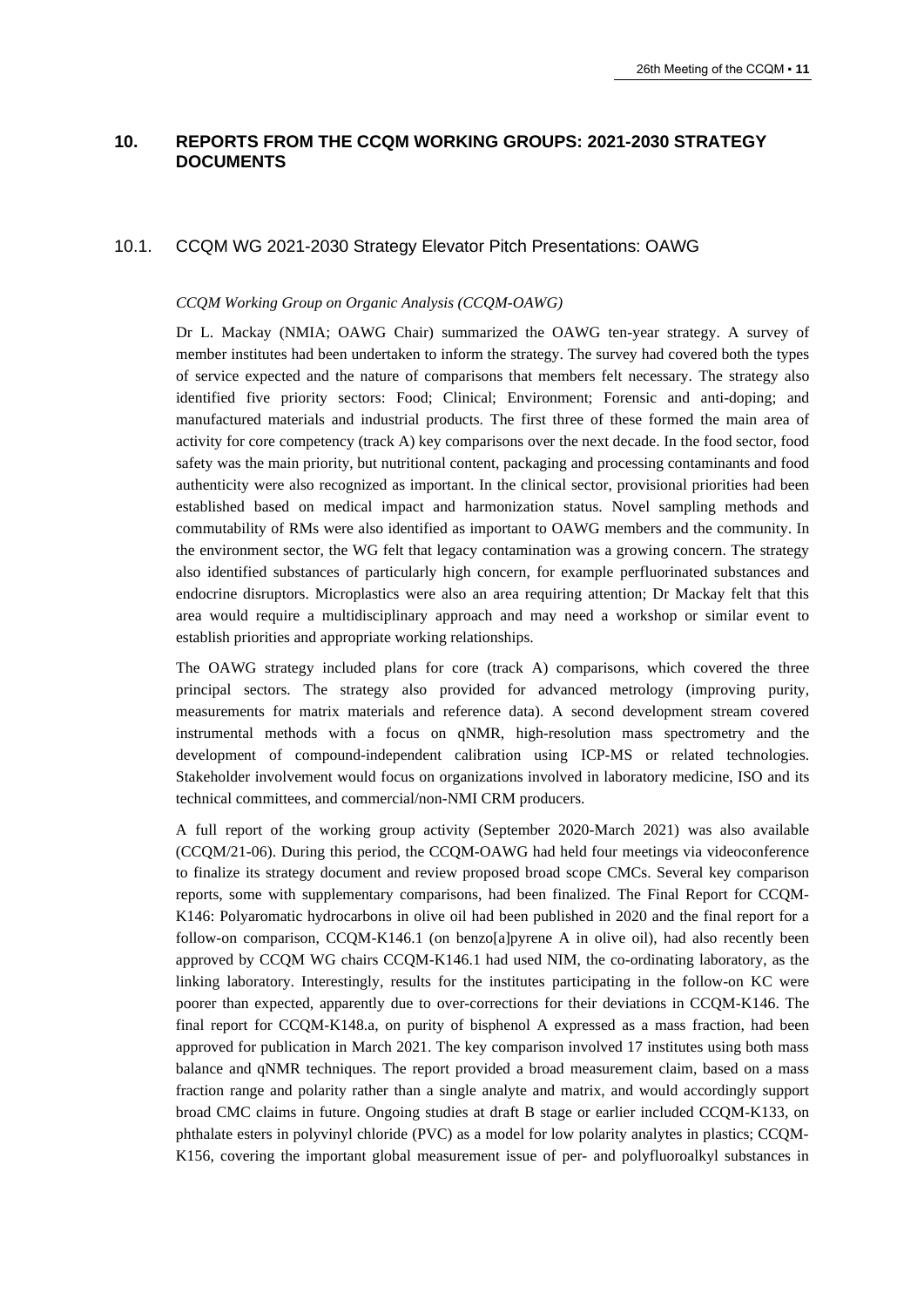## 10. REPORTS FROM THE CCQM WORKING GROUPS: 2021-2030 STRATEGY DOCUMENTS

### 10.1. CCQM WG 2021-2030 Strategy Elevator Pitch Presentations: OAWG

*CCQM Working Group on Organic Analysis (CCQM-OAWG)*

Dr L. Mackay (NMIA; OAWG Chair) summarized the OAWG ten-year strategy. A survey of member institutes had been undertaken to inform the strategy. The survey had covered both the types of service expected and the nature of comparisons that members felt necessary. The strategy also identified five priority sectors: Food; Clinical; Environment; Forensic and anti-doping; and manufactured materials and industrial products. The first three of these formed the main area of activity for core competency (track A) key comparisons over the next decade. In the food sector, food safety was the main priority, but nutritional content, packaging and processing contaminants and food authenticity were also recognized as important. In the clinical sector, provisional priorities had been established based on medical impact and harmonization status. Novel sampling methods and commutability of RMs were also identified as important to OAWG members and the community. In the environment sector, the WG felt that legacy contamination was a growing concern. The strategy also identified substances of particularly high concern, for example perfluorinated substances and endocrine disruptors. Microplastics were also an area requiring attention; Dr Mackay felt that this area would require a multidisciplinary approach and may need a workshop or similar event to establish priorities and appropriate working relationships.

The OAWG strategy included plans for core (track A) comparisons, which covered the three principal sectors. The strategy also provided for advanced metrology (improving purity, measurements for matrix materials and reference data). A second development stream covered instrumental methods with a focus on qNMR, high-resolution mass spectrometry and the development of compound-independent calibration using ICP-MS or related technologies. Stakeholder involvement would focus on organizations involved in laboratory medicine, ISO and its technical committees, and commercial/non-NMI CRM producers.

A full report of the working group activity (September 2020-March 2021) was also available (CCQM/21-06). During this period, the CCQM-OAWG had held four meetings via videoconference to finalize its strategy document and review proposed broad scope CMCs. Several key comparison reports, some with supplementary comparisons, had been finalized. The Final Report for CCQM-K146: Polyaromatic hydrocarbons in olive oil had been published in 2020 and the final report for a follow-on comparison, CCQM-K146.1 (on benzo[a]pyrene A in olive oil), had also recently been approved by CCQM WG chairs CCQM-K146.1 had used NIM, the co-ordinating laboratory, as the linking laboratory. Interestingly, results for the institutes participating in the follow-on KC were poorer than expected, apparently due to over-corrections for their deviations in CCQM-K146. The final report for CCQM-K148.a, on purity of bisphenol A expressed as a mass fraction, had been approved for publication in March 2021. The key comparison involved 17 institutes using both mass balance and qNMR techniques. The report provided a broad measurement claim, based on a mass fraction range and polarity rather than a single analyte and matrix, and would accordingly support broad CMC claims in future. Ongoing studies at draft B stage or earlier included CCQM-K133, on phthalate esters in polyvinyl chloride (PVC) as a model for low polarity analytes in plastics; CCQM-K156, covering the important global measurement issue of per- and polyfluoroalkyl substances in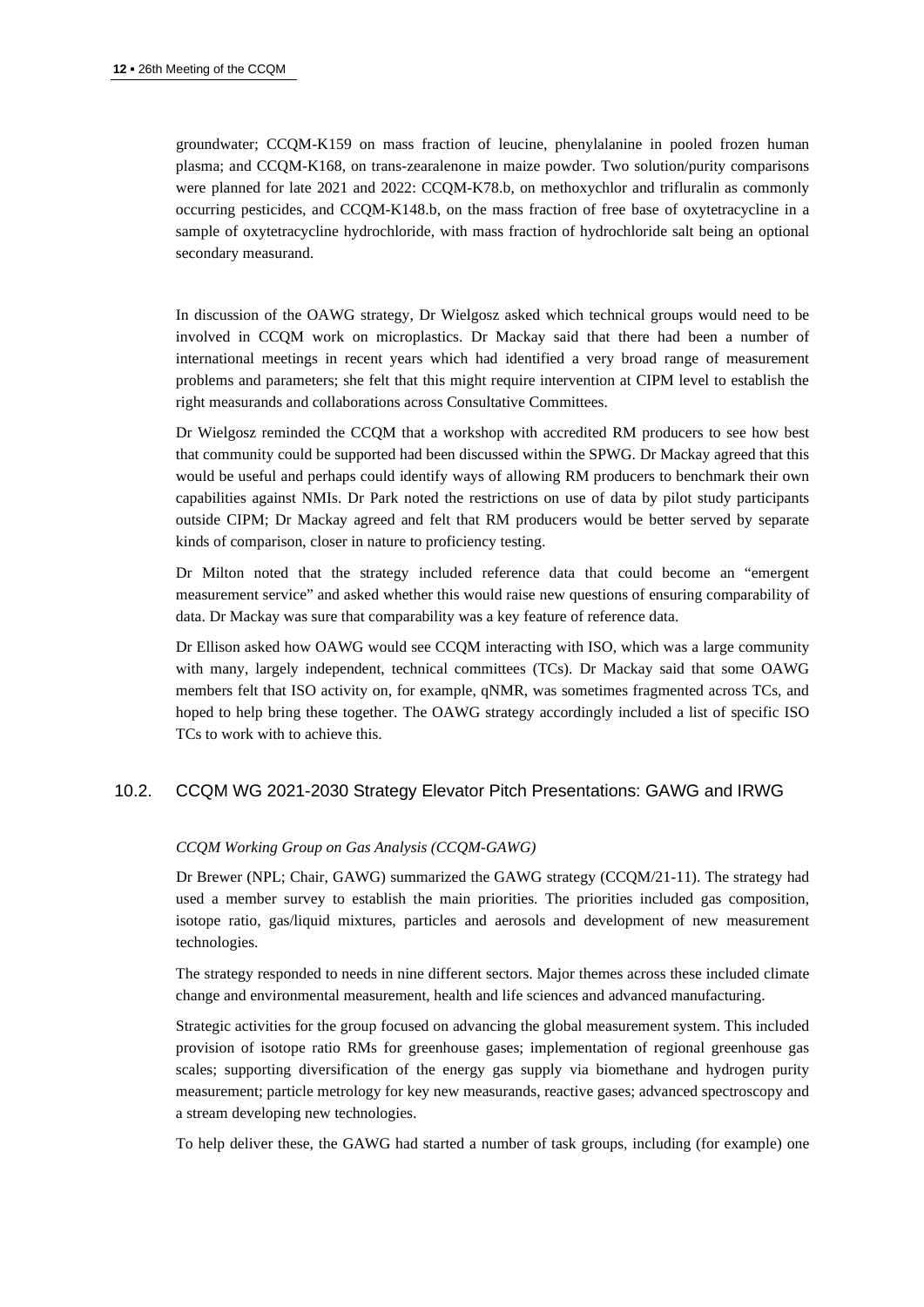groundwater; CCQM-K159 on mass fraction of leucine, phenylalanine in pooled frozen human plasma; and CCQM-K168, on trans-zearalenone in maize powder. Two solution/purity comparisons were planned for late 2021 and 2022: CCQM-K78.b, on methoxychlor and trifluralin as commonly occurring pesticides, and CCQM-K148.b, on the mass fraction of free base of oxytetracycline in a sample of oxytetracycline hydrochloride, with mass fraction of hydrochloride salt being an optional secondary measurand.

In discussion of the OAWG strategy, Dr Wielgosz asked which technical groups would need to be involved in CCQM work on microplastics. Dr Mackay said that there had been a number of international meetings in recent years which had identified a very broad range of measurement problems and parameters; she felt that this might require intervention at CIPM level to establish the right measurands and collaborations across Consultative Committees.

Dr Wielgosz reminded the CCQM that a workshop with accredited RM producers to see how best that community could be supported had been discussed within the SPWG. Dr Mackay agreed that this would be useful and perhaps could identify ways of allowing RM producers to benchmark their own capabilities against NMIs. Dr Park noted the restrictions on use of data by pilot study participants outside CIPM; Dr Mackay agreed and felt that RM producers would be better served by separate kinds of comparison, closer in nature to proficiency testing.

Dr Milton noted that the strategy included reference data that could become an "emergent measurement service" and asked whether this would raise new questions of ensuring comparability of data. Dr Mackay was sure that comparability was a key feature of reference data.

Dr Ellison asked how OAWG would see CCQM interacting with ISO, which was a large community with many, largely independent, technical committees (TCs). Dr Mackay said that some OAWG members felt that ISO activity on, for example, qNMR, was sometimes fragmented across TCs, and hoped to help bring these together. The OAWG strategy accordingly included a list of specific ISO TCs to work with to achieve this.

## 10.2. CCQM WG 2021-2030 Strategy Elevator Pitch Presentations: GAWG and IRWG

*CCQM Working Group on Gas Analysis (CCQM-GAWG)*

Dr Brewer (NPL; Chair, GAWG) summarized the GAWG strategy (CCQM/21-11). The strategy had used a member survey to establish the main priorities. The priorities included gas composition, isotope ratio, gas/liquid mixtures, particles and aerosols and development of new measurement technologies.

The strategy responded to needs in nine different sectors. Major themes across these included climate change and environmental measurement, health and life sciences and advanced manufacturing.

Strategic activities for the group focused on advancing the global measurement system. This included provision of isotope ratio RMs for greenhouse gases; implementation of regional greenhouse gas scales; supporting diversification of the energy gas supply via biomethane and hydrogen purity measurement; particle metrology for key new measurands, reactive gases; advanced spectroscopy and a stream developing new technologies.

To help deliver these, the GAWG had started a number of task groups, including (for example) one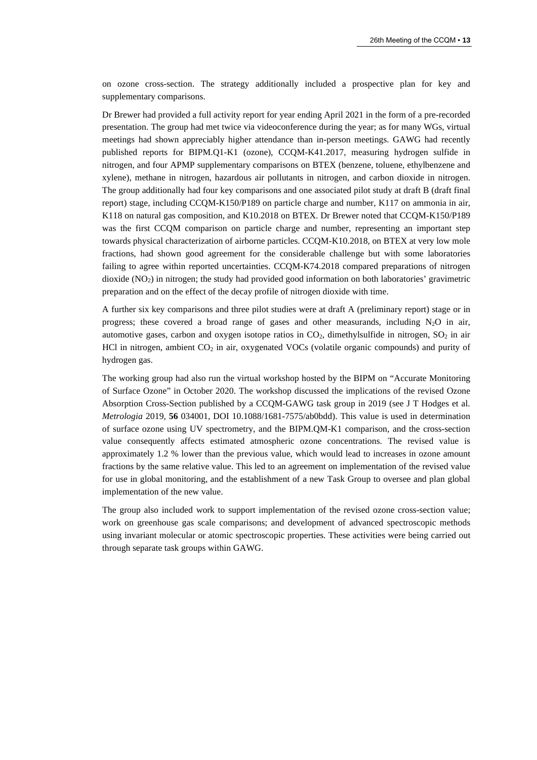on ozone cross-section. The strategy additionally included a prospective plan for key and supplementary comparisons.

Dr Brewer had provided a full activity report for year ending April 2021 in the form of a pre-recorded presentation. The group had met twice via videoconference during the year; as for many WGs, virtual meetings had shown appreciably higher attendance than in-person meetings. GAWG had recently published reports for BIPM.Q1-K1 (ozone), CCQM-K41.2017, measuring hydrogen sulfide in nitrogen, and four APMP supplementary comparisons on BTEX (benzene, toluene, ethylbenzene and xylene), methane in nitrogen, hazardous air pollutants in nitrogen, and carbon dioxide in nitrogen. The group additionally had four key comparisons and one associated pilot study at draft B (draft final report) stage, including CCQM-K150/P189 on particle charge and number, K117 on ammonia in air, K118 on natural gas composition, and K10.2018 on BTEX. Dr Brewer noted that CCQM-K150/P189 was the first CCQM comparison on particle charge and number, representing an important step towards physical characterization of airborne particles. CCQM-K10.2018, on BTEX at very low mole fractions, had shown good agreement for the considerable challenge but with some laboratories failing to agree within reported uncertainties. CCQM-K74.2018 compared preparations of nitrogen dioxide ($NO_2$) in nitrogen; the study had provided good information on both laboratories' gravimetric preparation and on the effect of the decay profile of nitrogen dioxide with time.

A further six key comparisons and three pilot studies were at draft A (preliminary report) stage or in progress; these covered a broad range of gases and other measurands, including $N_2O$ in air, automotive gases, carbon and oxygen isotope ratios in $CO_2$, dimethylsulfide in nitrogen, $SO_2$ in air HCl in nitrogen, ambient $CO_2$ in air, oxygenated VOCs (volatile organic compounds) and purity of hydrogen gas.

The working group had also run the virtual workshop hosted by the BIPM on "Accurate Monitoring of Surface Ozone" in October 2020. The workshop discussed the implications of the revised Ozone Absorption Cross-Section published by a CCQM-GAWG task group in 2019 (see J T Hodges et al. *Metrologia* 2019, **56** 034001, DOI 10.1088/1681-7575/ab0bdd). This value is used in determination of surface ozone using UV spectrometry, and the BIPM.QM-K1 comparison, and the cross-section value consequently affects estimated atmospheric ozone concentrations. The revised value is approximately 1.2 % lower than the previous value, which would lead to increases in ozone amount fractions by the same relative value. This led to an agreement on implementation of the revised value for use in global monitoring, and the establishment of a new Task Group to oversee and plan global implementation of the new value.

The group also included work to support implementation of the revised ozone cross-section value; work on greenhouse gas scale comparisons; and development of advanced spectroscopic methods using invariant molecular or atomic spectroscopic properties. These activities were being carried out through separate task groups within GAWG.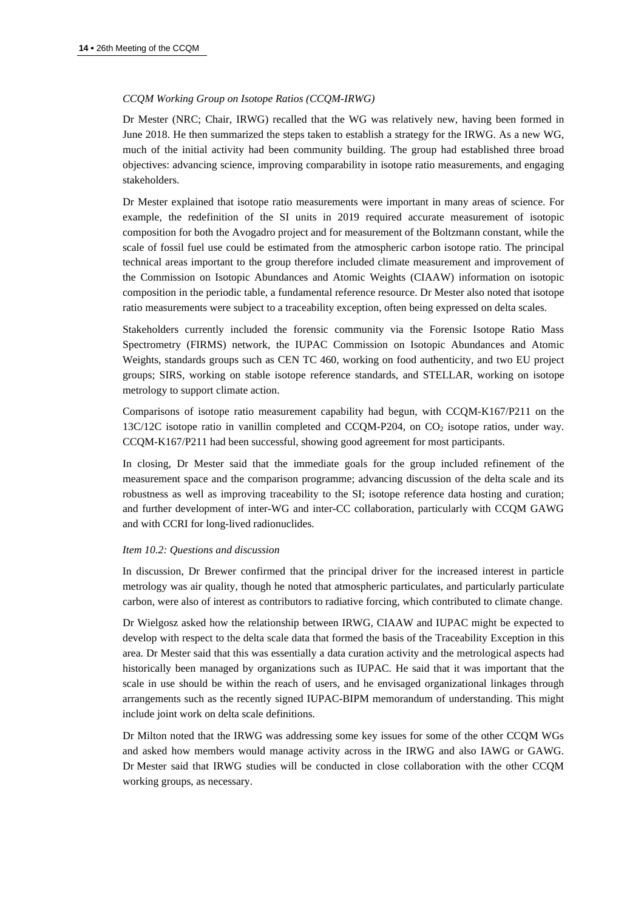*CCQM Working Group on Isotope Ratios (CCQM-IRWG)*

Dr Mester (NRC; Chair, IRWG) recalled that the WG was relatively new, having been formed in June 2018. He then summarized the steps taken to establish a strategy for the IRWG. As a new WG, much of the initial activity had been community building. The group had established three broad objectives: advancing science, improving comparability in isotope ratio measurements, and engaging stakeholders.

Dr Mester explained that isotope ratio measurements were important in many areas of science. For example, the redefinition of the SI units in 2019 required accurate measurement of isotopic composition for both the Avogadro project and for measurement of the Boltzmann constant, while the scale of fossil fuel use could be estimated from the atmospheric carbon isotope ratio. The principal technical areas important to the group therefore included climate measurement and improvement of the Commission on Isotopic Abundances and Atomic Weights (CIAAW) information on isotopic composition in the periodic table, a fundamental reference resource. Dr Mester also noted that isotope ratio measurements were subject to a traceability exception, often being expressed on delta scales.

Stakeholders currently included the forensic community via the Forensic Isotope Ratio Mass Spectrometry (FIRMS) network, the IUPAC Commission on Isotopic Abundances and Atomic Weights, standards groups such as CEN TC 460, working on food authenticity, and two EU project groups; SIRS, working on stable isotope reference standards, and STELLAR, working on isotope metrology to support climate action.

Comparisons of isotope ratio measurement capability had begun, with CCQM-K167/P211 on the 13C/12C isotope ratio in vanillin completed and CCQM-P204, on $CO_2$ isotope ratios, under way. CCQM-K167/P211 had been successful, showing good agreement for most participants.

In closing, Dr Mester said that the immediate goals for the group included refinement of the measurement space and the comparison programme; advancing discussion of the delta scale and its robustness as well as improving traceability to the SI; isotope reference data hosting and curation; and further development of inter-WG and inter-CC collaboration, particularly with CCQM GAWG and with CCRI for long-lived radionuclides.

*Item 10.2: Questions and discussion*

In discussion, Dr Brewer confirmed that the principal driver for the increased interest in particle metrology was air quality, though he noted that atmospheric particulates, and particularly particulate carbon, were also of interest as contributors to radiative forcing, which contributed to climate change.

Dr Wielgosz asked how the relationship between IRWG, CIAAW and IUPAC might be expected to develop with respect to the delta scale data that formed the basis of the Traceability Exception in this area. Dr Mester said that this was essentially a data curation activity and the metrological aspects had historically been managed by organizations such as IUPAC. He said that it was important that the scale in use should be within the reach of users, and he envisaged organizational linkages through arrangements such as the recently signed IUPAC-BIPM memorandum of understanding. This might include joint work on delta scale definitions.

Dr Milton noted that the IRWG was addressing some key issues for some of the other CCQM WGs and asked how members would manage activity across in the IRWG and also IAWG or GAWG. Dr Mester said that IRWG studies will be conducted in close collaboration with the other CCQM working groups, as necessary.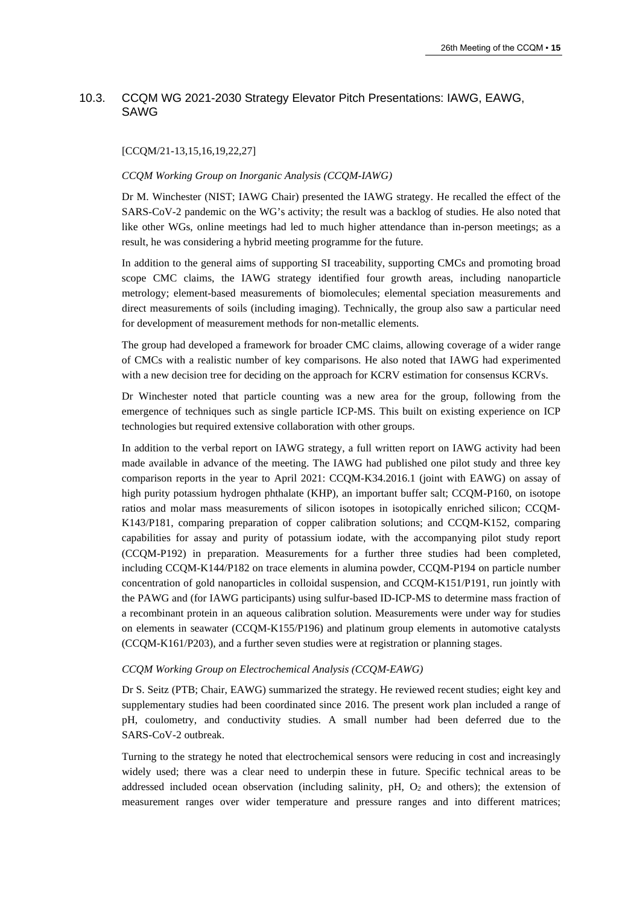## 10.3. CCQM WG 2021-2030 Strategy Elevator Pitch Presentations: IAWG, EAWG, SAWG

[CCQM/21-13,15,16,19,22,27]

*CCQM Working Group on Inorganic Analysis (CCQM-IAWG)*

Dr M. Winchester (NIST; IAWG Chair) presented the IAWG strategy. He recalled the effect of the SARS-CoV-2 pandemic on the WG's activity; the result was a backlog of studies. He also noted that like other WGs, online meetings had led to much higher attendance than in-person meetings; as a result, he was considering a hybrid meeting programme for the future.

In addition to the general aims of supporting SI traceability, supporting CMCs and promoting broad scope CMC claims, the IAWG strategy identified four growth areas, including nanoparticle metrology; element-based measurements of biomolecules; elemental speciation measurements and direct measurements of soils (including imaging). Technically, the group also saw a particular need for development of measurement methods for non-metallic elements.

The group had developed a framework for broader CMC claims, allowing coverage of a wider range of CMCs with a realistic number of key comparisons. He also noted that IAWG had experimented with a new decision tree for deciding on the approach for KCRV estimation for consensus KCRVs.

Dr Winchester noted that particle counting was a new area for the group, following from the emergence of techniques such as single particle ICP-MS. This built on existing experience on ICP technologies but required extensive collaboration with other groups.

In addition to the verbal report on IAWG strategy, a full written report on IAWG activity had been made available in advance of the meeting. The IAWG had published one pilot study and three key comparison reports in the year to April 2021: CCQM-K34.2016.1 (joint with EAWG) on assay of high purity potassium hydrogen phthalate (KHP), an important buffer salt; CCQM-P160, on isotope ratios and molar mass measurements of silicon isotopes in isotopically enriched silicon; CCQM-K143/P181, comparing preparation of copper calibration solutions; and CCQM-K152, comparing capabilities for assay and purity of potassium iodate, with the accompanying pilot study report (CCQM-P192) in preparation. Measurements for a further three studies had been completed, including CCQM-K144/P182 on trace elements in alumina powder, CCQM-P194 on particle number concentration of gold nanoparticles in colloidal suspension, and CCQM-K151/P191, run jointly with the PAWG and (for IAWG participants) using sulfur-based ID-ICP-MS to determine mass fraction of a recombinant protein in an aqueous calibration solution. Measurements were under way for studies on elements in seawater (CCQM-K155/P196) and platinum group elements in automotive catalysts (CCQM-K161/P203), and a further seven studies were at registration or planning stages.

*CCQM Working Group on Electrochemical Analysis (CCQM-EAWG)*

Dr S. Seitz (PTB; Chair, EAWG) summarized the strategy. He reviewed recent studies; eight key and supplementary studies had been coordinated since 2016. The present work plan included a range of pH, coulometry, and conductivity studies. A small number had been deferred due to the SARS-CoV-2 outbreak.

Turning to the strategy he noted that electrochemical sensors were reducing in cost and increasingly widely used; there was a clear need to underpin these in future. Specific technical areas to be addressed included ocean observation (including salinity, pH, $O_2$ and others); the extension of measurement ranges over wider temperature and pressure ranges and into different matrices;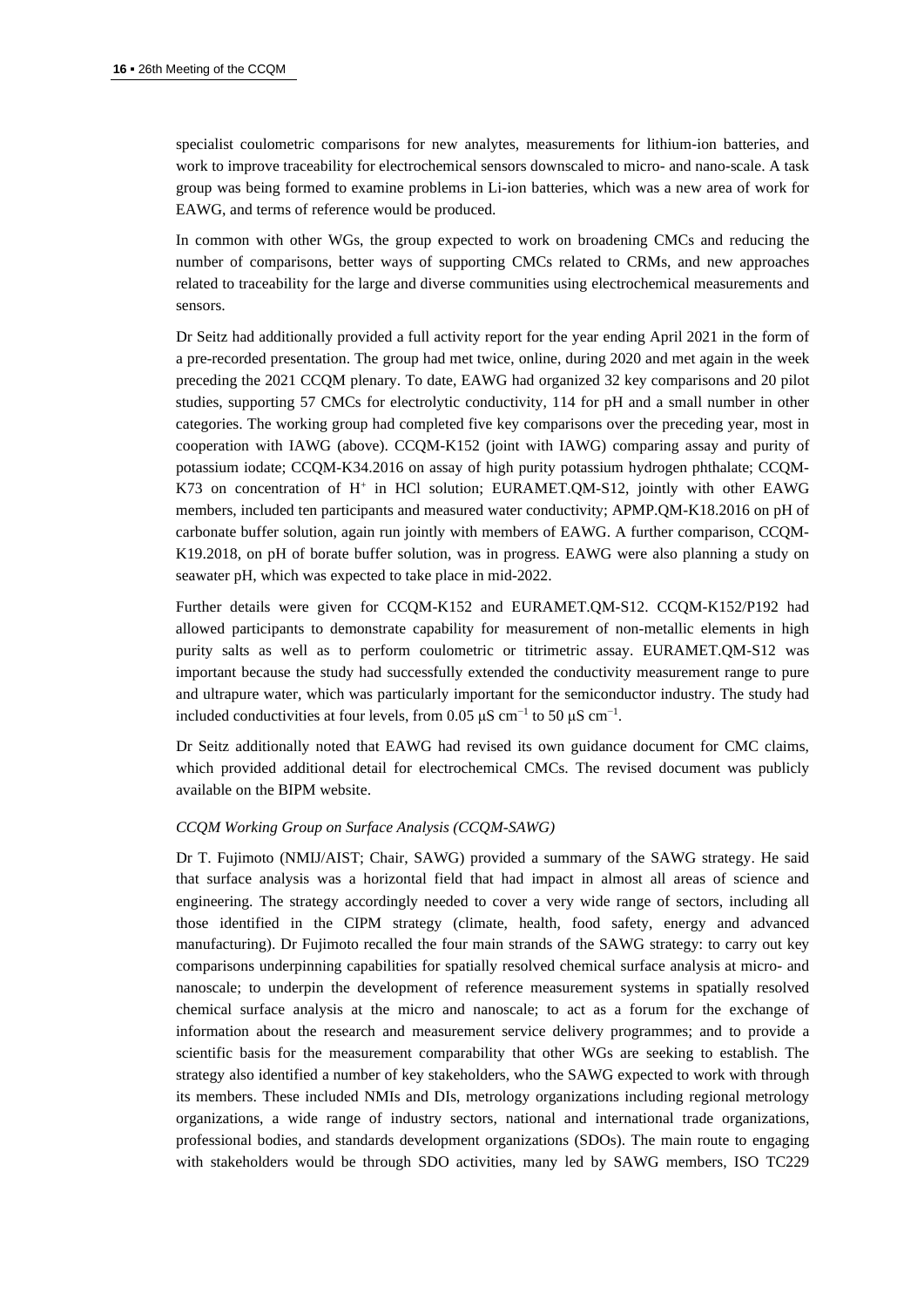specialist coulometric comparisons for new analytes, measurements for lithium-ion batteries, and work to improve traceability for electrochemical sensors downscaled to micro- and nano-scale. A task group was being formed to examine problems in Li-ion batteries, which was a new area of work for EAWG, and terms of reference would be produced.

In common with other WGs, the group expected to work on broadening CMCs and reducing the number of comparisons, better ways of supporting CMCs related to CRMs, and new approaches related to traceability for the large and diverse communities using electrochemical measurements and sensors.

Dr Seitz had additionally provided a full activity report for the year ending April 2021 in the form of a pre-recorded presentation. The group had met twice, online, during 2020 and met again in the week preceding the 2021 CCQM plenary. To date, EAWG had organized 32 key comparisons and 20 pilot studies, supporting 57 CMCs for electrolytic conductivity, 114 for pH and a small number in other categories. The working group had completed five key comparisons over the preceding year, most in cooperation with IAWG (above). CCQM-K152 (joint with IAWG) comparing assay and purity of potassium iodate; CCQM-K34.2016 on assay of high purity potassium hydrogen phthalate; CCQM-K73 on concentration of $H^+$ in HCl solution; EURAMET.QM-S12, jointly with other EAWG members, included ten participants and measured water conductivity; APMP.QM-K18.2016 on pH of carbonate buffer solution, again run jointly with members of EAWG. A further comparison, CCQM-K19.2018, on pH of borate buffer solution, was in progress. EAWG were also planning a study on seawater pH, which was expected to take place in mid-2022.

Further details were given for CCQM-K152 and EURAMET.QM-S12. CCQM-K152/P192 had allowed participants to demonstrate capability for measurement of non-metallic elements in high purity salts as well as to perform coulometric or titrimetric assay. EURAMET.QM-S12 was important because the study had successfully extended the conductivity measurement range to pure and ultrapure water, which was particularly important for the semiconductor industry. The study had included conductivities at four levels, from 0.05 $\mu S\ cm^{-1}$ to 50 $\mu S\ cm^{-1}$.

Dr Seitz additionally noted that EAWG had revised its own guidance document for CMC claims, which provided additional detail for electrochemical CMCs. The revised document was publicly available on the BIPM website.

*CCQM Working Group on Surface Analysis (CCQM-SAWG)*

Dr T. Fujimoto (NMIJ/AIST; Chair, SAWG) provided a summary of the SAWG strategy. He said that surface analysis was a horizontal field that had impact in almost all areas of science and engineering. The strategy accordingly needed to cover a very wide range of sectors, including all those identified in the CIPM strategy (climate, health, food safety, energy and advanced manufacturing). Dr Fujimoto recalled the four main strands of the SAWG strategy: to carry out key comparisons underpinning capabilities for spatially resolved chemical surface analysis at micro- and nanoscale; to underpin the development of reference measurement systems in spatially resolved chemical surface analysis at the micro and nanoscale; to act as a forum for the exchange of information about the research and measurement service delivery programmes; and to provide a scientific basis for the measurement comparability that other WGs are seeking to establish. The strategy also identified a number of key stakeholders, who the SAWG expected to work with through its members. These included NMIs and DIs, metrology organizations including regional metrology organizations, a wide range of industry sectors, national and international trade organizations, professional bodies, and standards development organizations (SDOs). The main route to engaging with stakeholders would be through SDO activities, many led by SAWG members, ISO TC229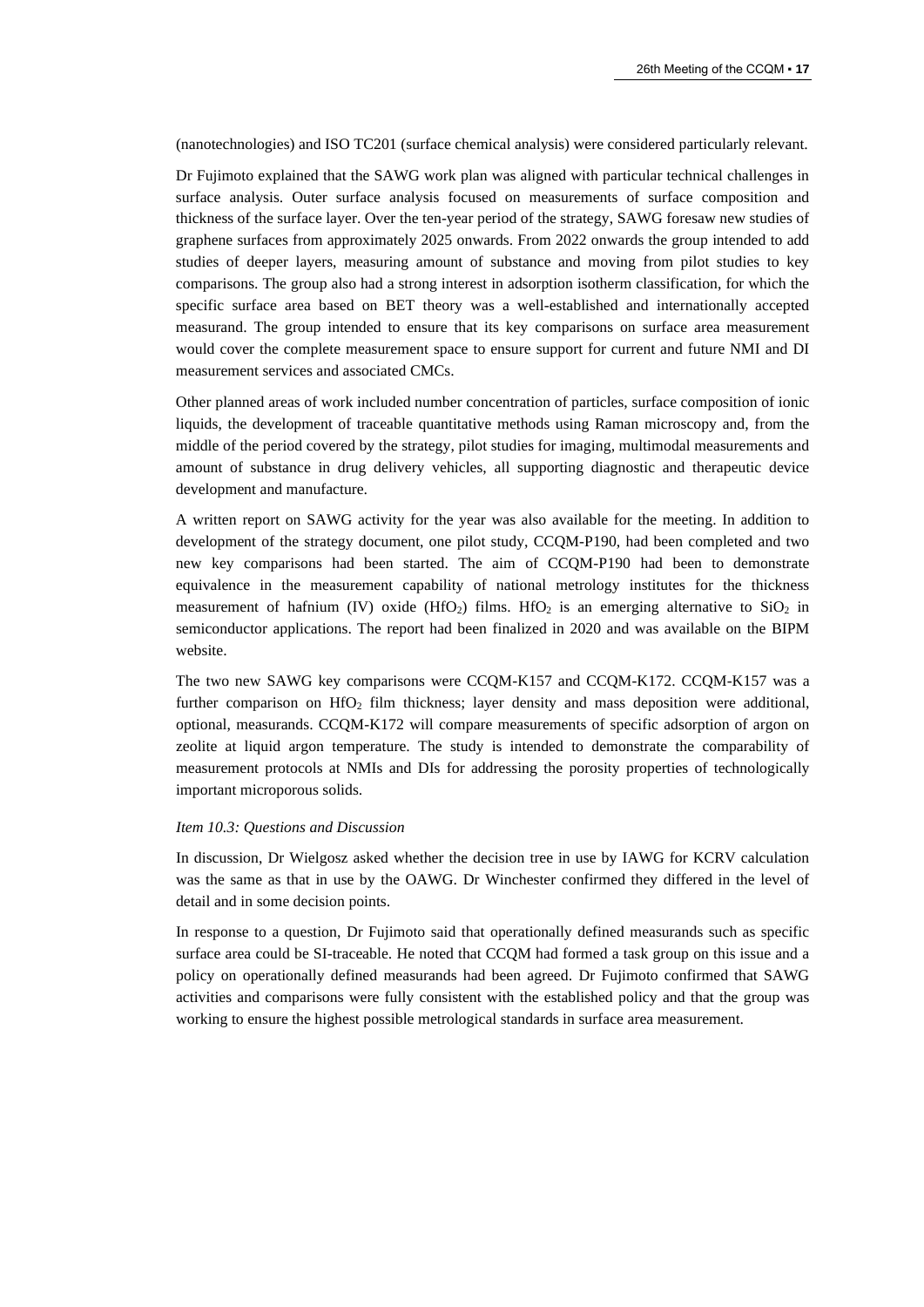(nanotechnologies) and ISO TC201 (surface chemical analysis) were considered particularly relevant.

Dr Fujimoto explained that the SAWG work plan was aligned with particular technical challenges in surface analysis. Outer surface analysis focused on measurements of surface composition and thickness of the surface layer. Over the ten-year period of the strategy, SAWG foresaw new studies of graphene surfaces from approximately 2025 onwards. From 2022 onwards the group intended to add studies of deeper layers, measuring amount of substance and moving from pilot studies to key comparisons. The group also had a strong interest in adsorption isotherm classification, for which the specific surface area based on BET theory was a well-established and internationally accepted measurand. The group intended to ensure that its key comparisons on surface area measurement would cover the complete measurement space to ensure support for current and future NMI and DI measurement services and associated CMCs.

Other planned areas of work included number concentration of particles, surface composition of ionic liquids, the development of traceable quantitative methods using Raman microscopy and, from the middle of the period covered by the strategy, pilot studies for imaging, multimodal measurements and amount of substance in drug delivery vehicles, all supporting diagnostic and therapeutic device development and manufacture.

A written report on SAWG activity for the year was also available for the meeting. In addition to development of the strategy document, one pilot study, CCQM-P190, had been completed and two new key comparisons had been started. The aim of CCQM-P190 had been to demonstrate equivalence in the measurement capability of national metrology institutes for the thickness measurement of hafnium (IV) oxide ($HfO_2$) films. $HfO_2$ is an emerging alternative to $SiO_2$ in semiconductor applications. The report had been finalized in 2020 and was available on the BIPM website.

The two new SAWG key comparisons were CCQM-K157 and CCQM-K172. CCQM-K157 was a further comparison on $HfO_2$ film thickness; layer density and mass deposition were additional, optional, measurands. CCQM-K172 will compare measurements of specific adsorption of argon on zeolite at liquid argon temperature. The study is intended to demonstrate the comparability of measurement protocols at NMIs and DIs for addressing the porosity properties of technologically important microporous solids.

*Item 10.3: Questions and Discussion*

In discussion, Dr Wielgosz asked whether the decision tree in use by IAWG for KCRV calculation was the same as that in use by the OAWG. Dr Winchester confirmed they differed in the level of detail and in some decision points.

In response to a question, Dr Fujimoto said that operationally defined measurands such as specific surface area could be SI-traceable. He noted that CCQM had formed a task group on this issue and a policy on operationally defined measurands had been agreed. Dr Fujimoto confirmed that SAWG activities and comparisons were fully consistent with the established policy and that the group was working to ensure the highest possible metrological standards in surface area measurement.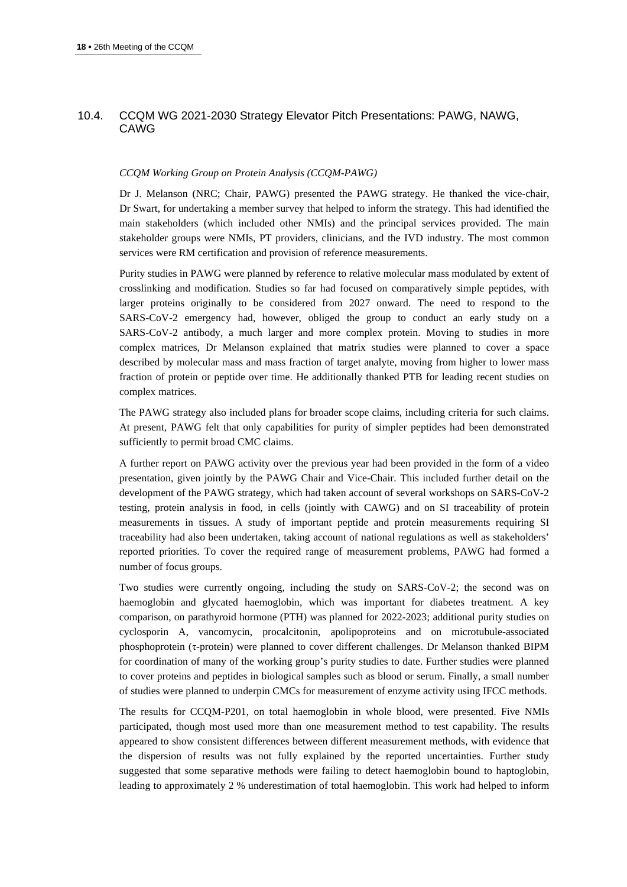## 10.4. CCQM WG 2021-2030 Strategy Elevator Pitch Presentations: PAWG, NAWG, CAWG

*CCQM Working Group on Protein Analysis (CCQM-PAWG)*

Dr J. Melanson (NRC; Chair, PAWG) presented the PAWG strategy. He thanked the vice-chair, Dr Swart, for undertaking a member survey that helped to inform the strategy. This had identified the main stakeholders (which included other NMIs) and the principal services provided. The main stakeholder groups were NMIs, PT providers, clinicians, and the IVD industry. The most common services were RM certification and provision of reference measurements.

Purity studies in PAWG were planned by reference to relative molecular mass modulated by extent of crosslinking and modification. Studies so far had focused on comparatively simple peptides, with larger proteins originally to be considered from 2027 onward. The need to respond to the SARS-CoV-2 emergency had, however, obliged the group to conduct an early study on a SARS-CoV-2 antibody, a much larger and more complex protein. Moving to studies in more complex matrices, Dr Melanson explained that matrix studies were planned to cover a space described by molecular mass and mass fraction of target analyte, moving from higher to lower mass fraction of protein or peptide over time. He additionally thanked PTB for leading recent studies on complex matrices.

The PAWG strategy also included plans for broader scope claims, including criteria for such claims. At present, PAWG felt that only capabilities for purity of simpler peptides had been demonstrated sufficiently to permit broad CMC claims.

A further report on PAWG activity over the previous year had been provided in the form of a video presentation, given jointly by the PAWG Chair and Vice-Chair. This included further detail on the development of the PAWG strategy, which had taken account of several workshops on SARS-CoV-2 testing, protein analysis in food, in cells (jointly with CAWG) and on SI traceability of protein measurements in tissues. A study of important peptide and protein measurements requiring SI traceability had also been undertaken, taking account of national regulations as well as stakeholders' reported priorities. To cover the required range of measurement problems, PAWG had formed a number of focus groups.

Two studies were currently ongoing, including the study on SARS-CoV-2; the second was on haemoglobin and glycated haemoglobin, which was important for diabetes treatment. A key comparison, on parathyroid hormone (PTH) was planned for 2022-2023; additional purity studies on cyclosporin A, vancomycin, procalcitonin, apolipoproteins and on microtubule-associated phosphoprotein (τ-protein) were planned to cover different challenges. Dr Melanson thanked BIPM for coordination of many of the working group's purity studies to date. Further studies were planned to cover proteins and peptides in biological samples such as blood or serum. Finally, a small number of studies were planned to underpin CMCs for measurement of enzyme activity using IFCC methods.

The results for CCQM-P201, on total haemoglobin in whole blood, were presented. Five NMIs participated, though most used more than one measurement method to test capability. The results appeared to show consistent differences between different measurement methods, with evidence that the dispersion of results was not fully explained by the reported uncertainties. Further study suggested that some separative methods were failing to detect haemoglobin bound to haptoglobin, leading to approximately 2 % underestimation of total haemoglobin. This work had helped to inform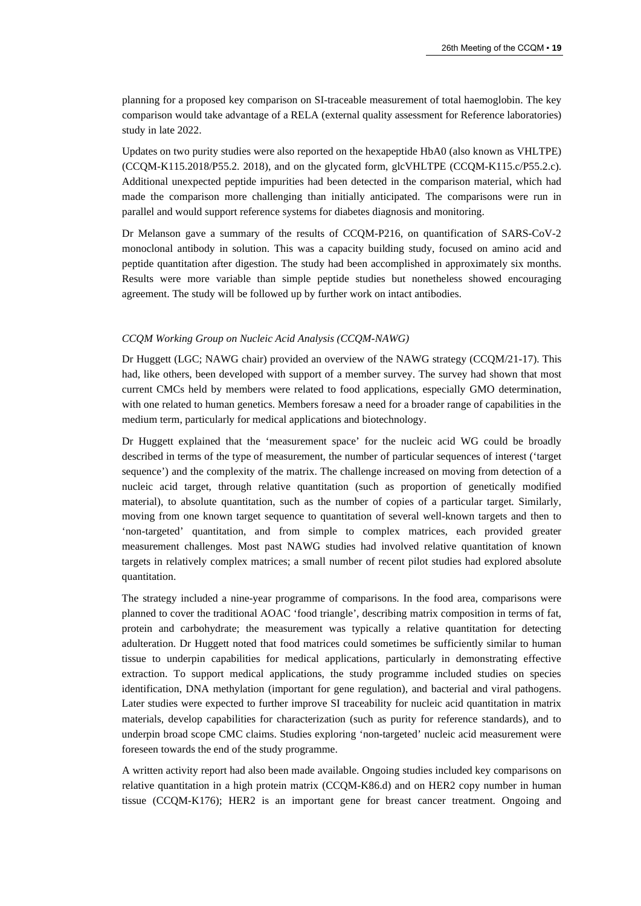planning for a proposed key comparison on SI-traceable measurement of total haemoglobin. The key comparison would take advantage of a RELA (external quality assessment for Reference laboratories) study in late 2022.

Updates on two purity studies were also reported on the hexapeptide HbA0 (also known as VHLTPE) (CCQM-K115.2018/P55.2. 2018), and on the glycated form, glcVHLTPE (CCQM-K115.c/P55.2.c). Additional unexpected peptide impurities had been detected in the comparison material, which had made the comparison more challenging than initially anticipated. The comparisons were run in parallel and would support reference systems for diabetes diagnosis and monitoring.

Dr Melanson gave a summary of the results of CCQM-P216, on quantification of SARS-CoV-2 monoclonal antibody in solution. This was a capacity building study, focused on amino acid and peptide quantitation after digestion. The study had been accomplished in approximately six months. Results were more variable than simple peptide studies but nonetheless showed encouraging agreement. The study will be followed up by further work on intact antibodies.

*CCQM Working Group on Nucleic Acid Analysis (CCQM-NAWG)*

Dr Huggett (LGC; NAWG chair) provided an overview of the NAWG strategy (CCQM/21-17). This had, like others, been developed with support of a member survey. The survey had shown that most current CMCs held by members were related to food applications, especially GMO determination, with one related to human genetics. Members foresaw a need for a broader range of capabilities in the medium term, particularly for medical applications and biotechnology.

Dr Huggett explained that the 'measurement space' for the nucleic acid WG could be broadly described in terms of the type of measurement, the number of particular sequences of interest ('target sequence') and the complexity of the matrix. The challenge increased on moving from detection of a nucleic acid target, through relative quantitation (such as proportion of genetically modified material), to absolute quantitation, such as the number of copies of a particular target. Similarly, moving from one known target sequence to quantitation of several well-known targets and then to 'non-targeted' quantitation, and from simple to complex matrices, each provided greater measurement challenges. Most past NAWG studies had involved relative quantitation of known targets in relatively complex matrices; a small number of recent pilot studies had explored absolute quantitation.

The strategy included a nine-year programme of comparisons. In the food area, comparisons were planned to cover the traditional AOAC 'food triangle', describing matrix composition in terms of fat, protein and carbohydrate; the measurement was typically a relative quantitation for detecting adulteration. Dr Huggett noted that food matrices could sometimes be sufficiently similar to human tissue to underpin capabilities for medical applications, particularly in demonstrating effective extraction. To support medical applications, the study programme included studies on species identification, DNA methylation (important for gene regulation), and bacterial and viral pathogens. Later studies were expected to further improve SI traceability for nucleic acid quantitation in matrix materials, develop capabilities for characterization (such as purity for reference standards), and to underpin broad scope CMC claims. Studies exploring 'non-targeted' nucleic acid measurement were foreseen towards the end of the study programme.

A written activity report had also been made available. Ongoing studies included key comparisons on relative quantitation in a high protein matrix (CCQM-K86.d) and on HER2 copy number in human tissue (CCQM-K176); HER2 is an important gene for breast cancer treatment. Ongoing and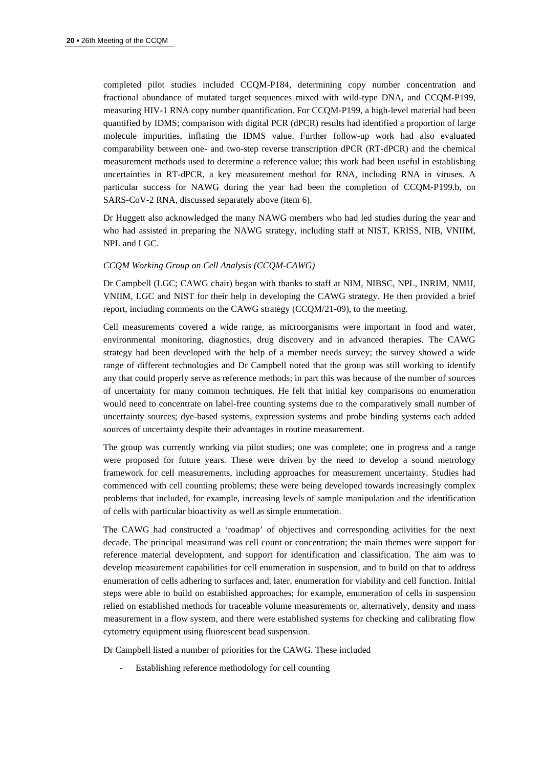completed pilot studies included CCQM-P184, determining copy number concentration and fractional abundance of mutated target sequences mixed with wild-type DNA, and CCQM-P199, measuring HIV-1 RNA copy number quantification. For CCQM-P199, a high-level material had been quantified by IDMS; comparison with digital PCR (dPCR) results had identified a proportion of large molecule impurities, inflating the IDMS value. Further follow-up work had also evaluated comparability between one- and two-step reverse transcription dPCR (RT-dPCR) and the chemical measurement methods used to determine a reference value; this work had been useful in establishing uncertainties in RT-dPCR, a key measurement method for RNA, including RNA in viruses. A particular success for NAWG during the year had been the completion of CCQM-P199.b, on SARS-CoV-2 RNA, discussed separately above (item 6).

Dr Huggett also acknowledged the many NAWG members who had led studies during the year and who had assisted in preparing the NAWG strategy, including staff at NIST, KRISS, NIB, VNIIM, NPL and LGC.

*CCQM Working Group on Cell Analysis (CCQM-CAWG)*

Dr Campbell (LGC; CAWG chair) began with thanks to staff at NIM, NIBSC, NPL, INRIM, NMIJ, VNIIM, LGC and NIST for their help in developing the CAWG strategy. He then provided a brief report, including comments on the CAWG strategy (CCQM/21-09), to the meeting.

Cell measurements covered a wide range, as microorganisms were important in food and water, environmental monitoring, diagnostics, drug discovery and in advanced therapies. The CAWG strategy had been developed with the help of a member needs survey; the survey showed a wide range of different technologies and Dr Campbell noted that the group was still working to identify any that could properly serve as reference methods; in part this was because of the number of sources of uncertainty for many common techniques. He felt that initial key comparisons on enumeration would need to concentrate on label-free counting systems due to the comparatively small number of uncertainty sources; dye-based systems, expression systems and probe binding systems each added sources of uncertainty despite their advantages in routine measurement.

The group was currently working via pilot studies; one was complete; one in progress and a range were proposed for future years. These were driven by the need to develop a sound metrology framework for cell measurements, including approaches for measurement uncertainty. Studies had commenced with cell counting problems; these were being developed towards increasingly complex problems that included, for example, increasing levels of sample manipulation and the identification of cells with particular bioactivity as well as simple enumeration.

The CAWG had constructed a 'roadmap' of objectives and corresponding activities for the next decade. The principal measurand was cell count or concentration; the main themes were support for reference material development, and support for identification and classification. The aim was to develop measurement capabilities for cell enumeration in suspension, and to build on that to address enumeration of cells adhering to surfaces and, later, enumeration for viability and cell function. Initial steps were able to build on established approaches; for example, enumeration of cells in suspension relied on established methods for traceable volume measurements or, alternatively, density and mass measurement in a flow system, and there were established systems for checking and calibrating flow cytometry equipment using fluorescent bead suspension.

Dr Campbell listed a number of priorities for the CAWG. These included

- Establishing reference methodology for cell counting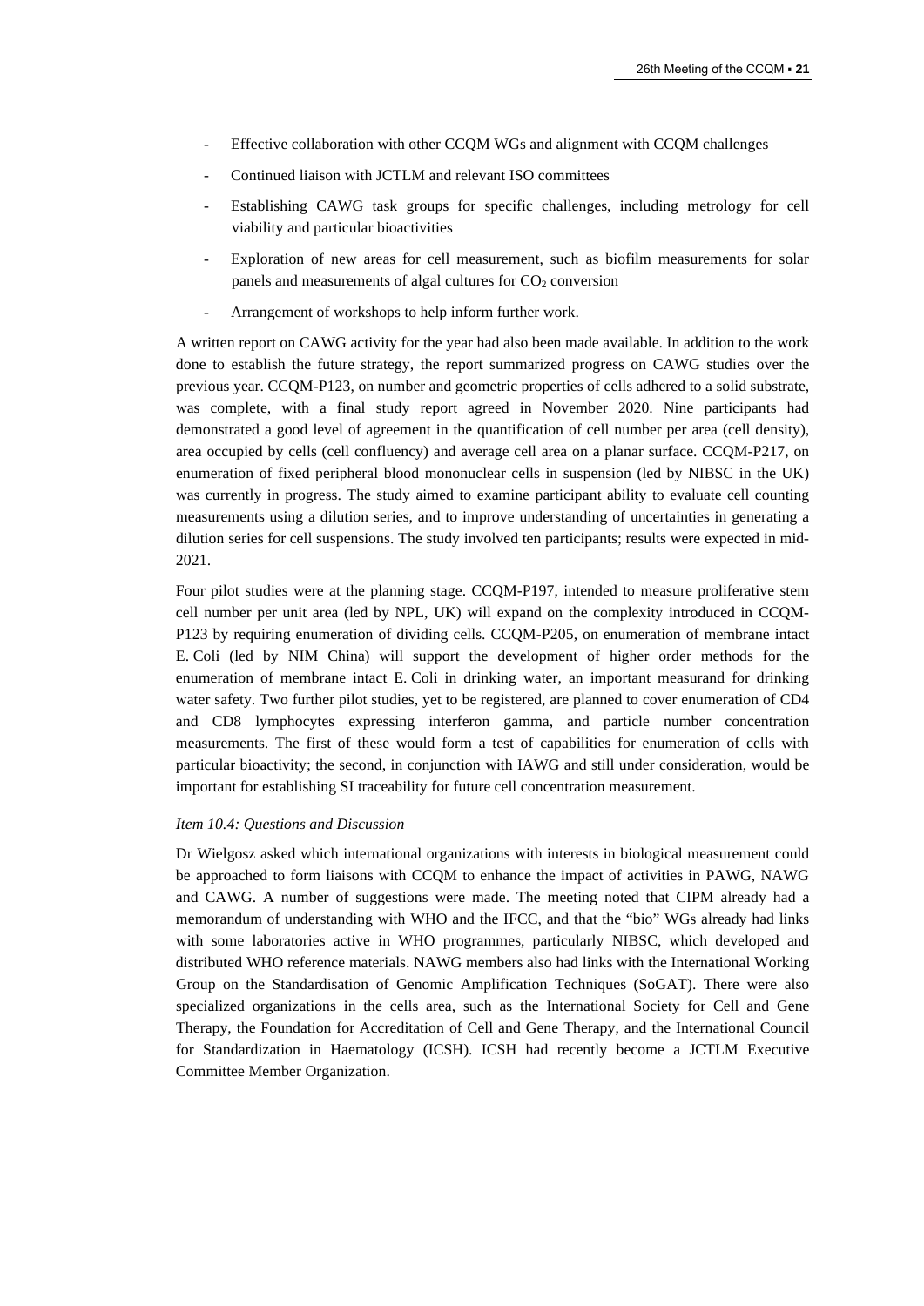- Effective collaboration with other CCQM WGs and alignment with CCQM challenges
- Continued liaison with JCTLM and relevant ISO committees
- Establishing CAWG task groups for specific challenges, including metrology for cell viability and particular bioactivities
- Exploration of new areas for cell measurement, such as biofilm measurements for solar panels and measurements of algal cultures for $CO_2$ conversion
- Arrangement of workshops to help inform further work.

A written report on CAWG activity for the year had also been made available. In addition to the work done to establish the future strategy, the report summarized progress on CAWG studies over the previous year. CCQM-P123, on number and geometric properties of cells adhered to a solid substrate, was complete, with a final study report agreed in November 2020. Nine participants had demonstrated a good level of agreement in the quantification of cell number per area (cell density), area occupied by cells (cell confluency) and average cell area on a planar surface. CCQM-P217, on enumeration of fixed peripheral blood mononuclear cells in suspension (led by NIBSC in the UK) was currently in progress. The study aimed to examine participant ability to evaluate cell counting measurements using a dilution series, and to improve understanding of uncertainties in generating a dilution series for cell suspensions. The study involved ten participants; results were expected in mid-2021.

Four pilot studies were at the planning stage. CCQM-P197, intended to measure proliferative stem cell number per unit area (led by NPL, UK) will expand on the complexity introduced in CCQM-P123 by requiring enumeration of dividing cells. CCQM-P205, on enumeration of membrane intact E. Coli (led by NIM China) will support the development of higher order methods for the enumeration of membrane intact E. Coli in drinking water, an important measurand for drinking water safety. Two further pilot studies, yet to be registered, are planned to cover enumeration of CD4 and CD8 lymphocytes expressing interferon gamma, and particle number concentration measurements. The first of these would form a test of capabilities for enumeration of cells with particular bioactivity; the second, in conjunction with IAWG and still under consideration, would be important for establishing SI traceability for future cell concentration measurement.

*Item 10.4: Questions and Discussion*

Dr Wielgosz asked which international organizations with interests in biological measurement could be approached to form liaisons with CCQM to enhance the impact of activities in PAWG, NAWG and CAWG. A number of suggestions were made. The meeting noted that CIPM already had a memorandum of understanding with WHO and the IFCC, and that the "bio" WGs already had links with some laboratories active in WHO programmes, particularly NIBSC, which developed and distributed WHO reference materials. NAWG members also had links with the International Working Group on the Standardisation of Genomic Amplification Techniques (SoGAT). There were also specialized organizations in the cells area, such as the International Society for Cell and Gene Therapy, the Foundation for Accreditation of Cell and Gene Therapy, and the International Council for Standardization in Haematology (ICSH). ICSH had recently become a JCTLM Executive Committee Member Organization.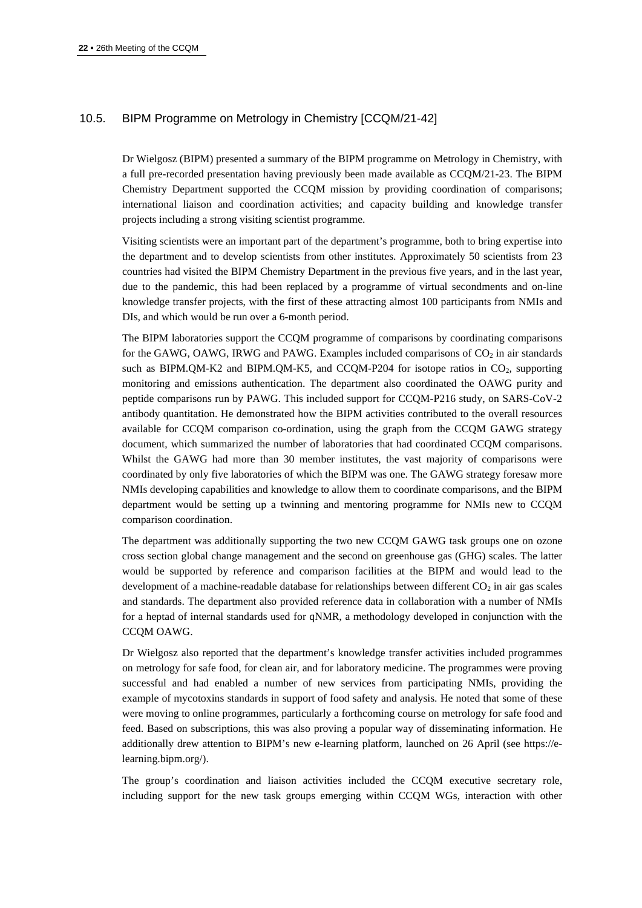## 10.5. BIPM Programme on Metrology in Chemistry [CCQM/21-42]

Dr Wielgosz (BIPM) presented a summary of the BIPM programme on Metrology in Chemistry, with a full pre-recorded presentation having previously been made available as CCQM/21-23. The BIPM Chemistry Department supported the CCQM mission by providing coordination of comparisons; international liaison and coordination activities; and capacity building and knowledge transfer projects including a strong visiting scientist programme.

Visiting scientists were an important part of the department's programme, both to bring expertise into the department and to develop scientists from other institutes. Approximately 50 scientists from 23 countries had visited the BIPM Chemistry Department in the previous five years, and in the last year, due to the pandemic, this had been replaced by a programme of virtual secondments and on-line knowledge transfer projects, with the first of these attracting almost 100 participants from NMIs and DIs, and which would be run over a 6-month period.

The BIPM laboratories support the CCQM programme of comparisons by coordinating comparisons for the GAWG, OAWG, IRWG and PAWG. Examples included comparisons of $CO_2$ in air standards such as BIPM.QM-K2 and BIPM.QM-K5, and CCQM-P204 for isotope ratios in $CO_2$, supporting monitoring and emissions authentication. The department also coordinated the OAWG purity and peptide comparisons run by PAWG. This included support for CCQM-P216 study, on SARS-CoV-2 antibody quantitation. He demonstrated how the BIPM activities contributed to the overall resources available for CCQM comparison co-ordination, using the graph from the CCQM GAWG strategy document, which summarized the number of laboratories that had coordinated CCQM comparisons. Whilst the GAWG had more than 30 member institutes, the vast majority of comparisons were coordinated by only five laboratories of which the BIPM was one. The GAWG strategy foresaw more NMIs developing capabilities and knowledge to allow them to coordinate comparisons, and the BIPM department would be setting up a twinning and mentoring programme for NMIs new to CCQM comparison coordination.

The department was additionally supporting the two new CCQM GAWG task groups one on ozone cross section global change management and the second on greenhouse gas (GHG) scales. The latter would be supported by reference and comparison facilities at the BIPM and would lead to the development of a machine-readable database for relationships between different $CO_2$ in air gas scales and standards. The department also provided reference data in collaboration with a number of NMIs for a heptad of internal standards used for qNMR, a methodology developed in conjunction with the CCQM OAWG.

Dr Wielgosz also reported that the department's knowledge transfer activities included programmes on metrology for safe food, for clean air, and for laboratory medicine. The programmes were proving successful and had enabled a number of new services from participating NMIs, providing the example of mycotoxins standards in support of food safety and analysis. He noted that some of these were moving to online programmes, particularly a forthcoming course on metrology for safe food and feed. Based on subscriptions, this was also proving a popular way of disseminating information. He additionally drew attention to BIPM's new e-learning platform, launched on 26 April (see https://e-learning.bipm.org/).

The group's coordination and liaison activities included the CCQM executive secretary role, including support for the new task groups emerging within CCQM WGs, interaction with other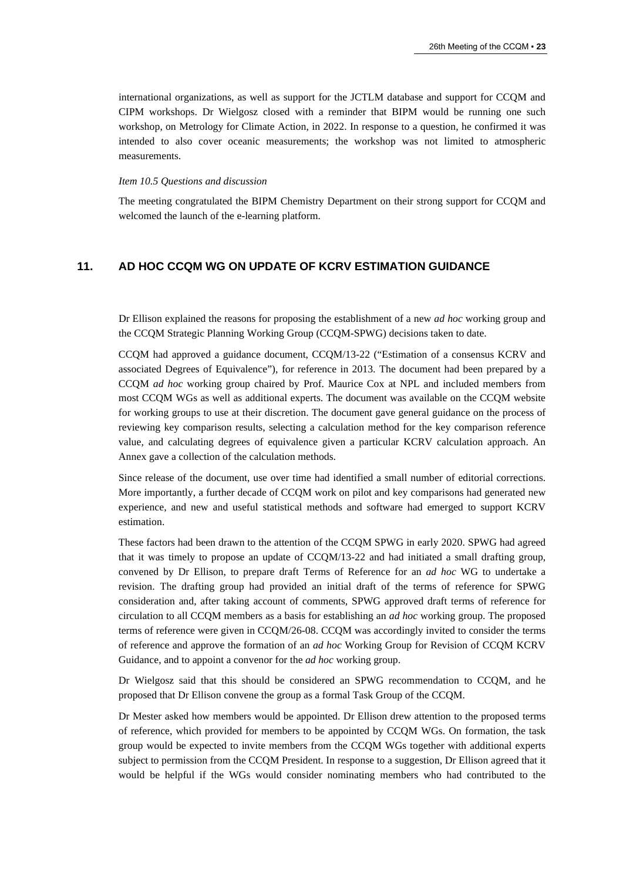international organizations, as well as support for the JCTLM database and support for CCQM and CIPM workshops. Dr Wielgosz closed with a reminder that BIPM would be running one such workshop, on Metrology for Climate Action, in 2022. In response to a question, he confirmed it was intended to also cover oceanic measurements; the workshop was not limited to atmospheric measurements.

*Item 10.5 Questions and discussion*

The meeting congratulated the BIPM Chemistry Department on their strong support for CCQM and welcomed the launch of the e-learning platform.

## 11. AD HOC CCQM WG ON UPDATE OF KCRV ESTIMATION GUIDANCE

Dr Ellison explained the reasons for proposing the establishment of a new *ad hoc* working group and the CCQM Strategic Planning Working Group (CCQM-SPWG) decisions taken to date.

CCQM had approved a guidance document, CCQM/13-22 ("Estimation of a consensus KCRV and associated Degrees of Equivalence"), for reference in 2013. The document had been prepared by a CCQM *ad hoc* working group chaired by Prof. Maurice Cox at NPL and included members from most CCQM WGs as well as additional experts. The document was available on the CCQM website for working groups to use at their discretion. The document gave general guidance on the process of reviewing key comparison results, selecting a calculation method for the key comparison reference value, and calculating degrees of equivalence given a particular KCRV calculation approach. An Annex gave a collection of the calculation methods.

Since release of the document, use over time had identified a small number of editorial corrections. More importantly, a further decade of CCQM work on pilot and key comparisons had generated new experience, and new and useful statistical methods and software had emerged to support KCRV estimation.

These factors had been drawn to the attention of the CCQM SPWG in early 2020. SPWG had agreed that it was timely to propose an update of CCQM/13-22 and had initiated a small drafting group, convened by Dr Ellison, to prepare draft Terms of Reference for an *ad hoc* WG to undertake a revision. The drafting group had provided an initial draft of the terms of reference for SPWG consideration and, after taking account of comments, SPWG approved draft terms of reference for circulation to all CCQM members as a basis for establishing an *ad hoc* working group. The proposed terms of reference were given in CCQM/26-08. CCQM was accordingly invited to consider the terms of reference and approve the formation of an *ad hoc* Working Group for Revision of CCQM KCRV Guidance, and to appoint a convenor for the *ad hoc* working group.

Dr Wielgosz said that this should be considered an SPWG recommendation to CCQM, and he proposed that Dr Ellison convene the group as a formal Task Group of the CCQM.

Dr Mester asked how members would be appointed. Dr Ellison drew attention to the proposed terms of reference, which provided for members to be appointed by CCQM WGs. On formation, the task group would be expected to invite members from the CCQM WGs together with additional experts subject to permission from the CCQM President. In response to a suggestion, Dr Ellison agreed that it would be helpful if the WGs would consider nominating members who had contributed to the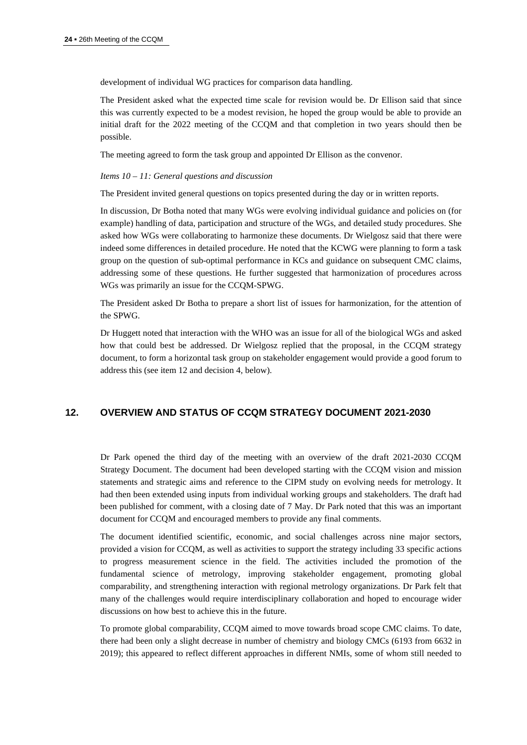development of individual WG practices for comparison data handling.

The President asked what the expected time scale for revision would be. Dr Ellison said that since this was currently expected to be a modest revision, he hoped the group would be able to provide an initial draft for the 2022 meeting of the CCQM and that completion in two years should then be possible.

The meeting agreed to form the task group and appointed Dr Ellison as the convenor.

*Items 10 – 11: General questions and discussion*

The President invited general questions on topics presented during the day or in written reports.

In discussion, Dr Botha noted that many WGs were evolving individual guidance and policies on (for example) handling of data, participation and structure of the WGs, and detailed study procedures. She asked how WGs were collaborating to harmonize these documents. Dr Wielgosz said that there were indeed some differences in detailed procedure. He noted that the KCWG were planning to form a task group on the question of sub-optimal performance in KCs and guidance on subsequent CMC claims, addressing some of these questions. He further suggested that harmonization of procedures across WGs was primarily an issue for the CCQM-SPWG.

The President asked Dr Botha to prepare a short list of issues for harmonization, for the attention of the SPWG.

Dr Huggett noted that interaction with the WHO was an issue for all of the biological WGs and asked how that could best be addressed. Dr Wielgosz replied that the proposal, in the CCQM strategy document, to form a horizontal task group on stakeholder engagement would provide a good forum to address this (see item 12 and decision 4, below).

## 12. OVERVIEW AND STATUS OF CCQM STRATEGY DOCUMENT 2021-2030

Dr Park opened the third day of the meeting with an overview of the draft 2021-2030 CCQM Strategy Document. The document had been developed starting with the CCQM vision and mission statements and strategic aims and reference to the CIPM study on evolving needs for metrology. It had then been extended using inputs from individual working groups and stakeholders. The draft had been published for comment, with a closing date of 7 May. Dr Park noted that this was an important document for CCQM and encouraged members to provide any final comments.

The document identified scientific, economic, and social challenges across nine major sectors, provided a vision for CCQM, as well as activities to support the strategy including 33 specific actions to progress measurement science in the field. The activities included the promotion of the fundamental science of metrology, improving stakeholder engagement, promoting global comparability, and strengthening interaction with regional metrology organizations. Dr Park felt that many of the challenges would require interdisciplinary collaboration and hoped to encourage wider discussions on how best to achieve this in the future.

To promote global comparability, CCQM aimed to move towards broad scope CMC claims. To date, there had been only a slight decrease in number of chemistry and biology CMCs (6193 from 6632 in 2019); this appeared to reflect different approaches in different NMIs, some of whom still needed to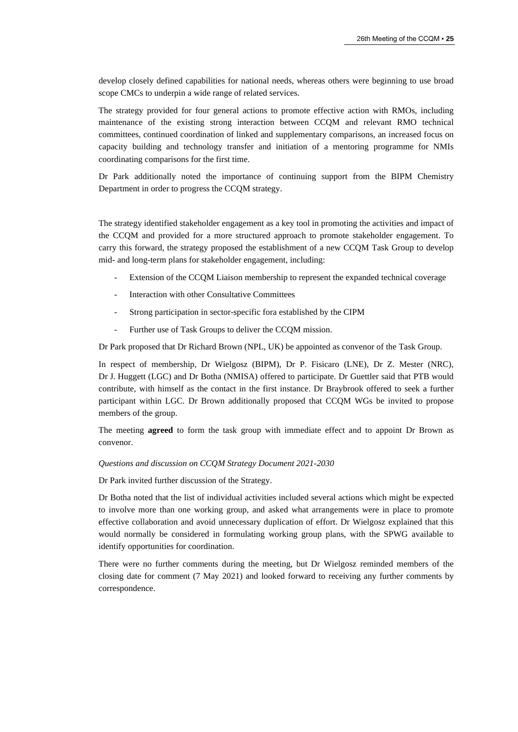develop closely defined capabilities for national needs, whereas others were beginning to use broad scope CMCs to underpin a wide range of related services.

The strategy provided for four general actions to promote effective action with RMOs, including maintenance of the existing strong interaction between CCQM and relevant RMO technical committees, continued coordination of linked and supplementary comparisons, an increased focus on capacity building and technology transfer and initiation of a mentoring programme for NMIs coordinating comparisons for the first time.

Dr Park additionally noted the importance of continuing support from the BIPM Chemistry Department in order to progress the CCQM strategy.

The strategy identified stakeholder engagement as a key tool in promoting the activities and impact of the CCQM and provided for a more structured approach to promote stakeholder engagement. To carry this forward, the strategy proposed the establishment of a new CCQM Task Group to develop mid- and long-term plans for stakeholder engagement, including:

- Extension of the CCQM Liaison membership to represent the expanded technical coverage
- Interaction with other Consultative Committees
- Strong participation in sector-specific fora established by the CIPM
- Further use of Task Groups to deliver the CCQM mission.

Dr Park proposed that Dr Richard Brown (NPL, UK) be appointed as convenor of the Task Group.

In respect of membership, Dr Wielgosz (BIPM), Dr P. Fisicaro (LNE), Dr Z. Mester (NRC), Dr J. Huggett (LGC) and Dr Botha (NMISA) offered to participate. Dr Guettler said that PTB would contribute, with himself as the contact in the first instance. Dr Braybrook offered to seek a further participant within LGC. Dr Brown additionally proposed that CCQM WGs be invited to propose members of the group.

The meeting **agreed** to form the task group with immediate effect and to appoint Dr Brown as convenor.

*Questions and discussion on CCQM Strategy Document 2021-2030*

Dr Park invited further discussion of the Strategy.

Dr Botha noted that the list of individual activities included several actions which might be expected to involve more than one working group, and asked what arrangements were in place to promote effective collaboration and avoid unnecessary duplication of effort. Dr Wielgosz explained that this would normally be considered in formulating working group plans, with the SPWG available to identify opportunities for coordination.

There were no further comments during the meeting, but Dr Wielgosz reminded members of the closing date for comment (7 May 2021) and looked forward to receiving any further comments by correspondence.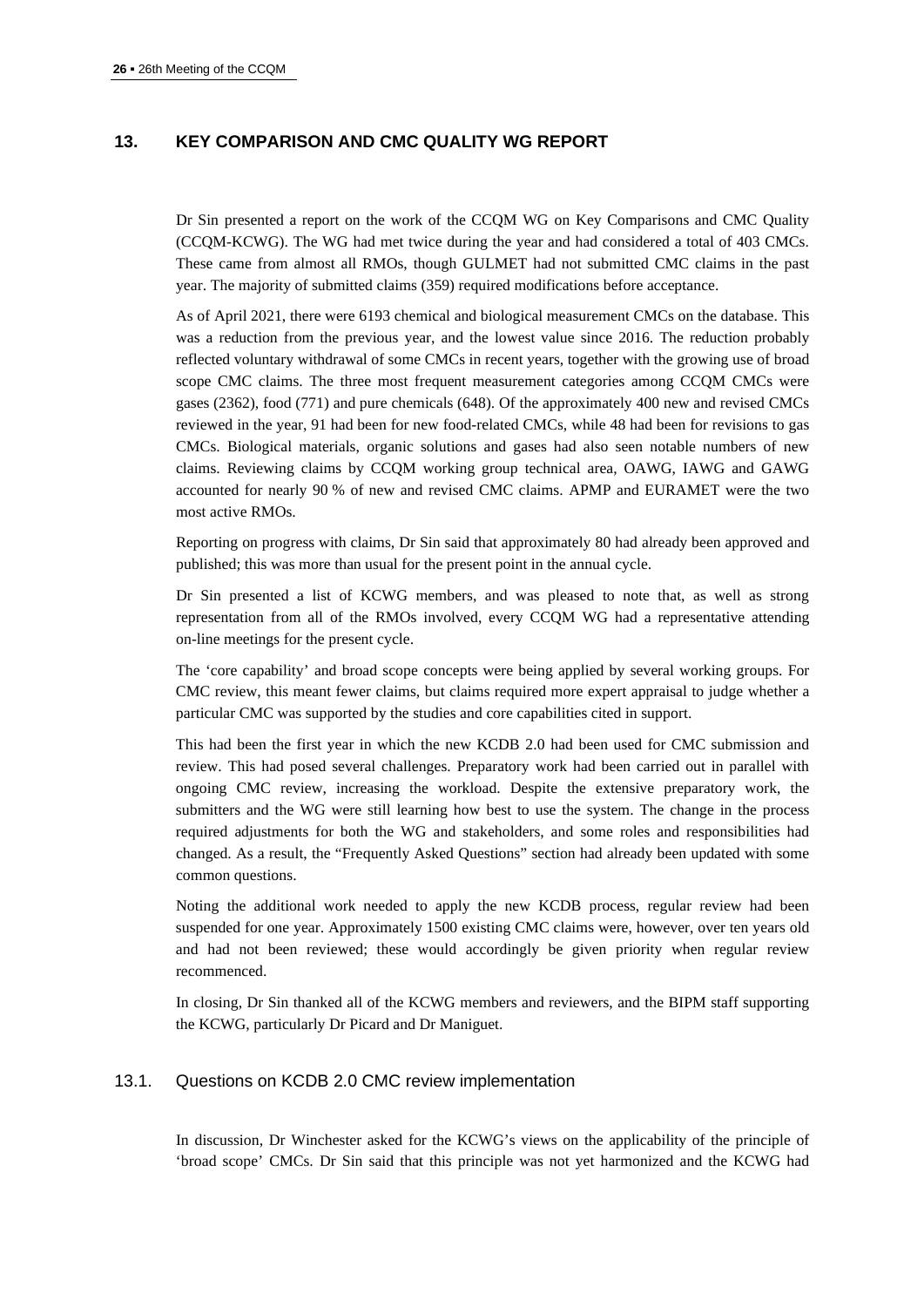## 13. KEY COMPARISON AND CMC QUALITY WG REPORT

Dr Sin presented a report on the work of the CCQM WG on Key Comparisons and CMC Quality (CCQM-KCWG). The WG had met twice during the year and had considered a total of 403 CMCs. These came from almost all RMOs, though GULMET had not submitted CMC claims in the past year. The majority of submitted claims (359) required modifications before acceptance.

As of April 2021, there were 6193 chemical and biological measurement CMCs on the database. This was a reduction from the previous year, and the lowest value since 2016. The reduction probably reflected voluntary withdrawal of some CMCs in recent years, together with the growing use of broad scope CMC claims. The three most frequent measurement categories among CCQM CMCs were gases (2362), food (771) and pure chemicals (648). Of the approximately 400 new and revised CMCs reviewed in the year, 91 had been for new food-related CMCs, while 48 had been for revisions to gas CMCs. Biological materials, organic solutions and gases had also seen notable numbers of new claims. Reviewing claims by CCQM working group technical area, OAWG, IAWG and GAWG accounted for nearly 90 % of new and revised CMC claims. APMP and EURAMET were the two most active RMOs.

Reporting on progress with claims, Dr Sin said that approximately 80 had already been approved and published; this was more than usual for the present point in the annual cycle.

Dr Sin presented a list of KCWG members, and was pleased to note that, as well as strong representation from all of the RMOs involved, every CCQM WG had a representative attending on-line meetings for the present cycle.

The 'core capability' and broad scope concepts were being applied by several working groups. For CMC review, this meant fewer claims, but claims required more expert appraisal to judge whether a particular CMC was supported by the studies and core capabilities cited in support.

This had been the first year in which the new KCDB 2.0 had been used for CMC submission and review. This had posed several challenges. Preparatory work had been carried out in parallel with ongoing CMC review, increasing the workload. Despite the extensive preparatory work, the submitters and the WG were still learning how best to use the system. The change in the process required adjustments for both the WG and stakeholders, and some roles and responsibilities had changed. As a result, the "Frequently Asked Questions" section had already been updated with some common questions.

Noting the additional work needed to apply the new KCDB process, regular review had been suspended for one year. Approximately 1500 existing CMC claims were, however, over ten years old and had not been reviewed; these would accordingly be given priority when regular review recommenced.

In closing, Dr Sin thanked all of the KCWG members and reviewers, and the BIPM staff supporting the KCWG, particularly Dr Picard and Dr Maniguet.

### 13.1. Questions on KCDB 2.0 CMC review implementation

In discussion, Dr Winchester asked for the KCWG's views on the applicability of the principle of 'broad scope' CMCs. Dr Sin said that this principle was not yet harmonized and the KCWG had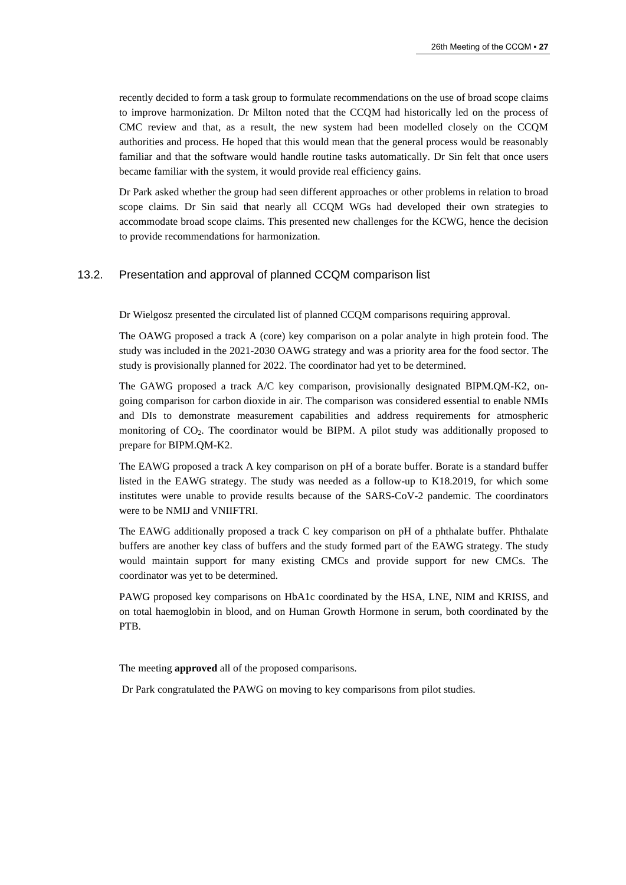recently decided to form a task group to formulate recommendations on the use of broad scope claims to improve harmonization. Dr Milton noted that the CCQM had historically led on the process of CMC review and that, as a result, the new system had been modelled closely on the CCQM authorities and process. He hoped that this would mean that the general process would be reasonably familiar and that the software would handle routine tasks automatically. Dr Sin felt that once users became familiar with the system, it would provide real efficiency gains.

Dr Park asked whether the group had seen different approaches or other problems in relation to broad scope claims. Dr Sin said that nearly all CCQM WGs had developed their own strategies to accommodate broad scope claims. This presented new challenges for the KCWG, hence the decision to provide recommendations for harmonization.

## 13.2. Presentation and approval of planned CCQM comparison list

Dr Wielgosz presented the circulated list of planned CCQM comparisons requiring approval.

The OAWG proposed a track A (core) key comparison on a polar analyte in high protein food. The study was included in the 2021-2030 OAWG strategy and was a priority area for the food sector. The study is provisionally planned for 2022. The coordinator had yet to be determined.

The GAWG proposed a track A/C key comparison, provisionally designated BIPM.QM-K2, on-going comparison for carbon dioxide in air. The comparison was considered essential to enable NMIs and DIs to demonstrate measurement capabilities and address requirements for atmospheric monitoring of $CO_2$. The coordinator would be BIPM. A pilot study was additionally proposed to prepare for BIPM.QM-K2.

The EAWG proposed a track A key comparison on pH of a borate buffer. Borate is a standard buffer listed in the EAWG strategy. The study was needed as a follow-up to K18.2019, for which some institutes were unable to provide results because of the SARS-CoV-2 pandemic. The coordinators were to be NMIJ and VNIIFTRI.

The EAWG additionally proposed a track C key comparison on pH of a phthalate buffer. Phthalate buffers are another key class of buffers and the study formed part of the EAWG strategy. The study would maintain support for many existing CMCs and provide support for new CMCs. The coordinator was yet to be determined.

PAWG proposed key comparisons on HbA1c coordinated by the HSA, LNE, NIM and KRISS, and on total haemoglobin in blood, and on Human Growth Hormone in serum, both coordinated by the PTB.

The meeting **approved** all of the proposed comparisons.

Dr Park congratulated the PAWG on moving to key comparisons from pilot studies.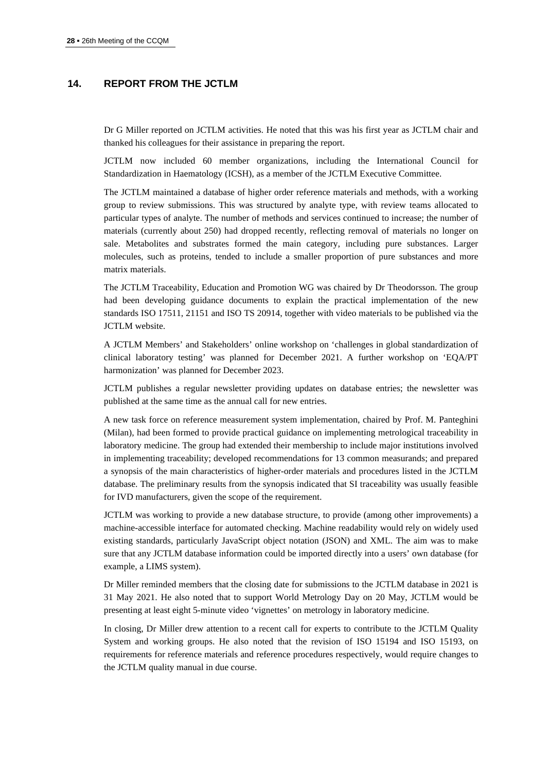## 14. REPORT FROM THE JCTLM

Dr G Miller reported on JCTLM activities. He noted that this was his first year as JCTLM chair and thanked his colleagues for their assistance in preparing the report.

JCTLM now included 60 member organizations, including the International Council for Standardization in Haematology (ICSH), as a member of the JCTLM Executive Committee.

The JCTLM maintained a database of higher order reference materials and methods, with a working group to review submissions. This was structured by analyte type, with review teams allocated to particular types of analyte. The number of methods and services continued to increase; the number of materials (currently about 250) had dropped recently, reflecting removal of materials no longer on sale. Metabolites and substrates formed the main category, including pure substances. Larger molecules, such as proteins, tended to include a smaller proportion of pure substances and more matrix materials.

The JCTLM Traceability, Education and Promotion WG was chaired by Dr Theodorsson. The group had been developing guidance documents to explain the practical implementation of the new standards ISO 17511, 21151 and ISO TS 20914, together with video materials to be published via the JCTLM website.

A JCTLM Members' and Stakeholders' online workshop on 'challenges in global standardization of clinical laboratory testing' was planned for December 2021. A further workshop on 'EQA/PT harmonization' was planned for December 2023.

JCTLM publishes a regular newsletter providing updates on database entries; the newsletter was published at the same time as the annual call for new entries.

A new task force on reference measurement system implementation, chaired by Prof. M. Panteghini (Milan), had been formed to provide practical guidance on implementing metrological traceability in laboratory medicine. The group had extended their membership to include major institutions involved in implementing traceability; developed recommendations for 13 common measurands; and prepared a synopsis of the main characteristics of higher-order materials and procedures listed in the JCTLM database. The preliminary results from the synopsis indicated that SI traceability was usually feasible for IVD manufacturers, given the scope of the requirement.

JCTLM was working to provide a new database structure, to provide (among other improvements) a machine-accessible interface for automated checking. Machine readability would rely on widely used existing standards, particularly JavaScript object notation (JSON) and XML. The aim was to make sure that any JCTLM database information could be imported directly into a users' own database (for example, a LIMS system).

Dr Miller reminded members that the closing date for submissions to the JCTLM database in 2021 is 31 May 2021. He also noted that to support World Metrology Day on 20 May, JCTLM would be presenting at least eight 5-minute video 'vignettes' on metrology in laboratory medicine.

In closing, Dr Miller drew attention to a recent call for experts to contribute to the JCTLM Quality System and working groups. He also noted that the revision of ISO 15194 and ISO 15193, on requirements for reference materials and reference procedures respectively, would require changes to the JCTLM quality manual in due course.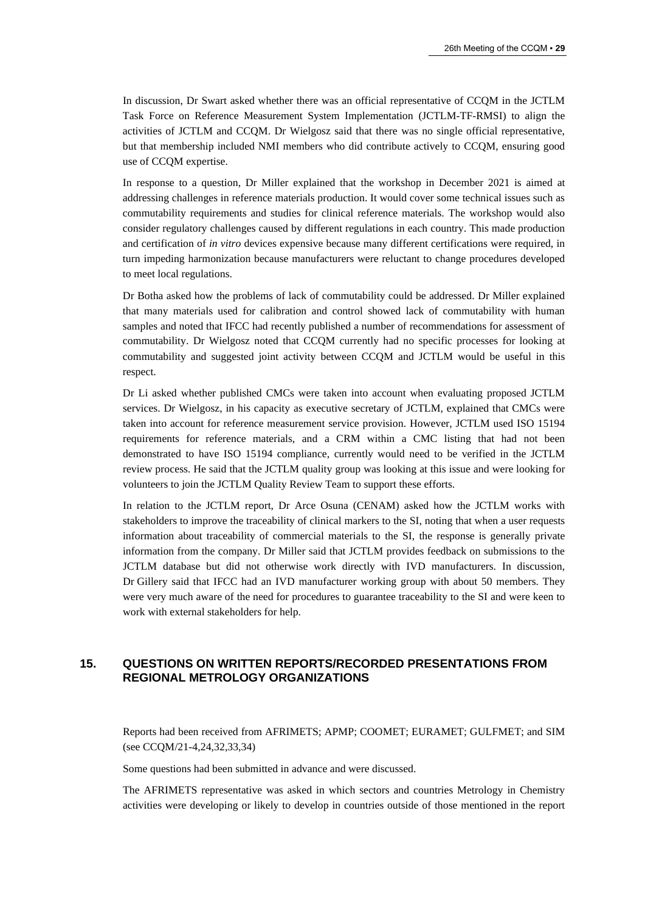In discussion, Dr Swart asked whether there was an official representative of CCQM in the JCTLM Task Force on Reference Measurement System Implementation (JCTLM-TF-RMSI) to align the activities of JCTLM and CCQM. Dr Wielgosz said that there was no single official representative, but that membership included NMI members who did contribute actively to CCQM, ensuring good use of CCQM expertise.

In response to a question, Dr Miller explained that the workshop in December 2021 is aimed at addressing challenges in reference materials production. It would cover some technical issues such as commutability requirements and studies for clinical reference materials. The workshop would also consider regulatory challenges caused by different regulations in each country. This made production and certification of *in vitro* devices expensive because many different certifications were required, in turn impeding harmonization because manufacturers were reluctant to change procedures developed to meet local regulations.

Dr Botha asked how the problems of lack of commutability could be addressed. Dr Miller explained that many materials used for calibration and control showed lack of commutability with human samples and noted that IFCC had recently published a number of recommendations for assessment of commutability. Dr Wielgosz noted that CCQM currently had no specific processes for looking at commutability and suggested joint activity between CCQM and JCTLM would be useful in this respect.

Dr Li asked whether published CMCs were taken into account when evaluating proposed JCTLM services. Dr Wielgosz, in his capacity as executive secretary of JCTLM, explained that CMCs were taken into account for reference measurement service provision. However, JCTLM used ISO 15194 requirements for reference materials, and a CRM within a CMC listing that had not been demonstrated to have ISO 15194 compliance, currently would need to be verified in the JCTLM review process. He said that the JCTLM quality group was looking at this issue and were looking for volunteers to join the JCTLM Quality Review Team to support these efforts.

In relation to the JCTLM report, Dr Arce Osuna (CENAM) asked how the JCTLM works with stakeholders to improve the traceability of clinical markers to the SI, noting that when a user requests information about traceability of commercial materials to the SI, the response is generally private information from the company. Dr Miller said that JCTLM provides feedback on submissions to the JCTLM database but did not otherwise work directly with IVD manufacturers. In discussion, Dr Gillery said that IFCC had an IVD manufacturer working group with about 50 members. They were very much aware of the need for procedures to guarantee traceability to the SI and were keen to work with external stakeholders for help.

## 15. QUESTIONS ON WRITTEN REPORTS/RECORDED PRESENTATIONS FROM REGIONAL METROLOGY ORGANIZATIONS

Reports had been received from AFRIMETS; APMP; COOMET; EURAMET; GULFMET; and SIM (see CCQM/21-4,24,32,33,34)

Some questions had been submitted in advance and were discussed.

The AFRIMETS representative was asked in which sectors and countries Metrology in Chemistry activities were developing or likely to develop in countries outside of those mentioned in the report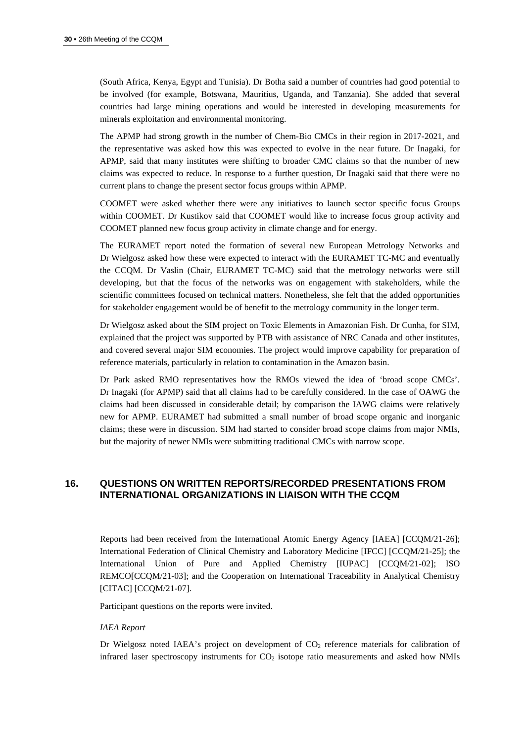(South Africa, Kenya, Egypt and Tunisia). Dr Botha said a number of countries had good potential to be involved (for example, Botswana, Mauritius, Uganda, and Tanzania). She added that several countries had large mining operations and would be interested in developing measurements for minerals exploitation and environmental monitoring.

The APMP had strong growth in the number of Chem-Bio CMCs in their region in 2017-2021, and the representative was asked how this was expected to evolve in the near future. Dr Inagaki, for APMP, said that many institutes were shifting to broader CMC claims so that the number of new claims was expected to reduce. In response to a further question, Dr Inagaki said that there were no current plans to change the present sector focus groups within APMP.

COOMET were asked whether there were any initiatives to launch sector specific focus Groups within COOMET. Dr Kustikov said that COOMET would like to increase focus group activity and COOMET planned new focus group activity in climate change and for energy.

The EURAMET report noted the formation of several new European Metrology Networks and Dr Wielgosz asked how these were expected to interact with the EURAMET TC-MC and eventually the CCQM. Dr Vaslin (Chair, EURAMET TC-MC) said that the metrology networks were still developing, but that the focus of the networks was on engagement with stakeholders, while the scientific committees focused on technical matters. Nonetheless, she felt that the added opportunities for stakeholder engagement would be of benefit to the metrology community in the longer term.

Dr Wielgosz asked about the SIM project on Toxic Elements in Amazonian Fish. Dr Cunha, for SIM, explained that the project was supported by PTB with assistance of NRC Canada and other institutes, and covered several major SIM economies. The project would improve capability for preparation of reference materials, particularly in relation to contamination in the Amazon basin.

Dr Park asked RMO representatives how the RMOs viewed the idea of 'broad scope CMCs'. Dr Inagaki (for APMP) said that all claims had to be carefully considered. In the case of OAWG the claims had been discussed in considerable detail; by comparison the IAWG claims were relatively new for APMP. EURAMET had submitted a small number of broad scope organic and inorganic claims; these were in discussion. SIM had started to consider broad scope claims from major NMIs, but the majority of newer NMIs were submitting traditional CMCs with narrow scope.

## 16. QUESTIONS ON WRITTEN REPORTS/RECORDED PRESENTATIONS FROM INTERNATIONAL ORGANIZATIONS IN LIAISON WITH THE CCQM

Reports had been received from the International Atomic Energy Agency [IAEA] [CCQM/21-26]; International Federation of Clinical Chemistry and Laboratory Medicine [IFCC] [CCQM/21-25]; the International Union of Pure and Applied Chemistry [IUPAC] [CCQM/21-02]; ISO REMCO[CCQM/21-03]; and the Cooperation on International Traceability in Analytical Chemistry [CITAC] [CCQM/21-07].

Participant questions on the reports were invited.

*IAEA Report*

Dr Wielgosz noted IAEA's project on development of $CO_2$ reference materials for calibration of infrared laser spectroscopy instruments for $CO_2$ isotope ratio measurements and asked how NMIs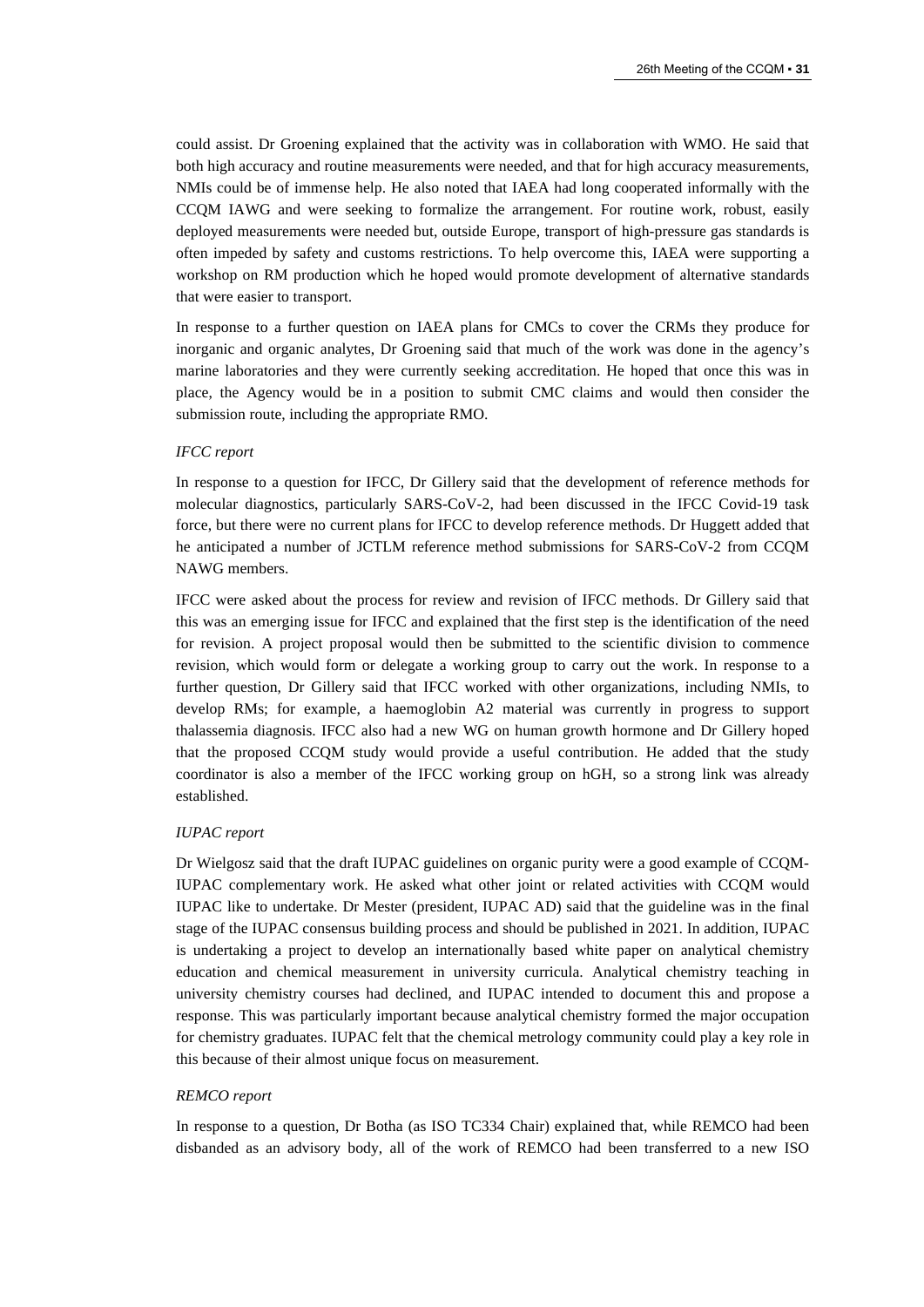could assist. Dr Groening explained that the activity was in collaboration with WMO. He said that both high accuracy and routine measurements were needed, and that for high accuracy measurements, NMIs could be of immense help. He also noted that IAEA had long cooperated informally with the CCQM IAWG and were seeking to formalize the arrangement. For routine work, robust, easily deployed measurements were needed but, outside Europe, transport of high-pressure gas standards is often impeded by safety and customs restrictions. To help overcome this, IAEA were supporting a workshop on RM production which he hoped would promote development of alternative standards that were easier to transport.

In response to a further question on IAEA plans for CMCs to cover the CRMs they produce for inorganic and organic analytes, Dr Groening said that much of the work was done in the agency's marine laboratories and they were currently seeking accreditation. He hoped that once this was in place, the Agency would be in a position to submit CMC claims and would then consider the submission route, including the appropriate RMO.

*IFCC report*

In response to a question for IFCC, Dr Gillery said that the development of reference methods for molecular diagnostics, particularly SARS-CoV-2, had been discussed in the IFCC Covid-19 task force, but there were no current plans for IFCC to develop reference methods. Dr Huggett added that he anticipated a number of JCTLM reference method submissions for SARS-CoV-2 from CCQM NAWG members.

IFCC were asked about the process for review and revision of IFCC methods. Dr Gillery said that this was an emerging issue for IFCC and explained that the first step is the identification of the need for revision. A project proposal would then be submitted to the scientific division to commence revision, which would form or delegate a working group to carry out the work. In response to a further question, Dr Gillery said that IFCC worked with other organizations, including NMIs, to develop RMs; for example, a haemoglobin A2 material was currently in progress to support thalassemia diagnosis. IFCC also had a new WG on human growth hormone and Dr Gillery hoped that the proposed CCQM study would provide a useful contribution. He added that the study coordinator is also a member of the IFCC working group on hGH, so a strong link was already established.

*IUPAC report*

Dr Wielgosz said that the draft IUPAC guidelines on organic purity were a good example of CCQM-IUPAC complementary work. He asked what other joint or related activities with CCQM would IUPAC like to undertake. Dr Mester (president, IUPAC AD) said that the guideline was in the final stage of the IUPAC consensus building process and should be published in 2021. In addition, IUPAC is undertaking a project to develop an internationally based white paper on analytical chemistry education and chemical measurement in university curricula. Analytical chemistry teaching in university chemistry courses had declined, and IUPAC intended to document this and propose a response. This was particularly important because analytical chemistry formed the major occupation for chemistry graduates. IUPAC felt that the chemical metrology community could play a key role in this because of their almost unique focus on measurement.

*REMCO report*

In response to a question, Dr Botha (as ISO TC334 Chair) explained that, while REMCO had been disbanded as an advisory body, all of the work of REMCO had been transferred to a new ISO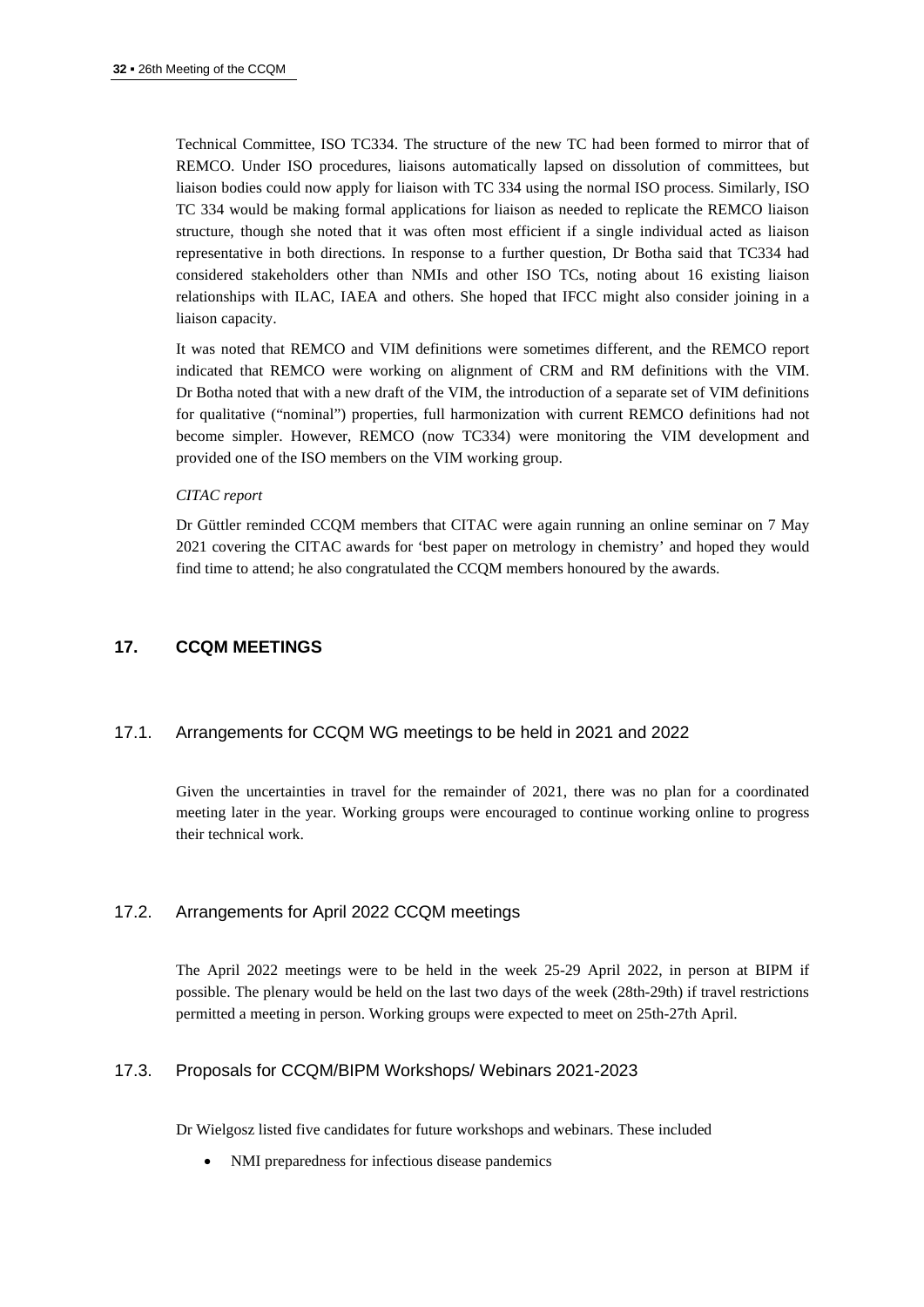Technical Committee, ISO TC334. The structure of the new TC had been formed to mirror that of REMCO. Under ISO procedures, liaisons automatically lapsed on dissolution of committees, but liaison bodies could now apply for liaison with TC 334 using the normal ISO process. Similarly, ISO TC 334 would be making formal applications for liaison as needed to replicate the REMCO liaison structure, though she noted that it was often most efficient if a single individual acted as liaison representative in both directions. In response to a further question, Dr Botha said that TC334 had considered stakeholders other than NMIs and other ISO TCs, noting about 16 existing liaison relationships with ILAC, IAEA and others. She hoped that IFCC might also consider joining in a liaison capacity.

It was noted that REMCO and VIM definitions were sometimes different, and the REMCO report indicated that REMCO were working on alignment of CRM and RM definitions with the VIM. Dr Botha noted that with a new draft of the VIM, the introduction of a separate set of VIM definitions for qualitative ("nominal") properties, full harmonization with current REMCO definitions had not become simpler. However, REMCO (now TC334) were monitoring the VIM development and provided one of the ISO members on the VIM working group.

*CITAC report*

Dr Güttler reminded CCQM members that CITAC were again running an online seminar on 7 May 2021 covering the CITAC awards for 'best paper on metrology in chemistry' and hoped they would find time to attend; he also congratulated the CCQM members honoured by the awards.

## 17. CCQM MEETINGS

### 17.1. Arrangements for CCQM WG meetings to be held in 2021 and 2022

Given the uncertainties in travel for the remainder of 2021, there was no plan for a coordinated meeting later in the year. Working groups were encouraged to continue working online to progress their technical work.

### 17.2. Arrangements for April 2022 CCQM meetings

The April 2022 meetings were to be held in the week 25-29 April 2022, in person at BIPM if possible. The plenary would be held on the last two days of the week (28th-29th) if travel restrictions permitted a meeting in person. Working groups were expected to meet on 25th-27th April.

### 17.3. Proposals for CCQM/BIPM Workshops/ Webinars 2021-2023

Dr Wielgosz listed five candidates for future workshops and webinars. These included

- NMI preparedness for infectious disease pandemics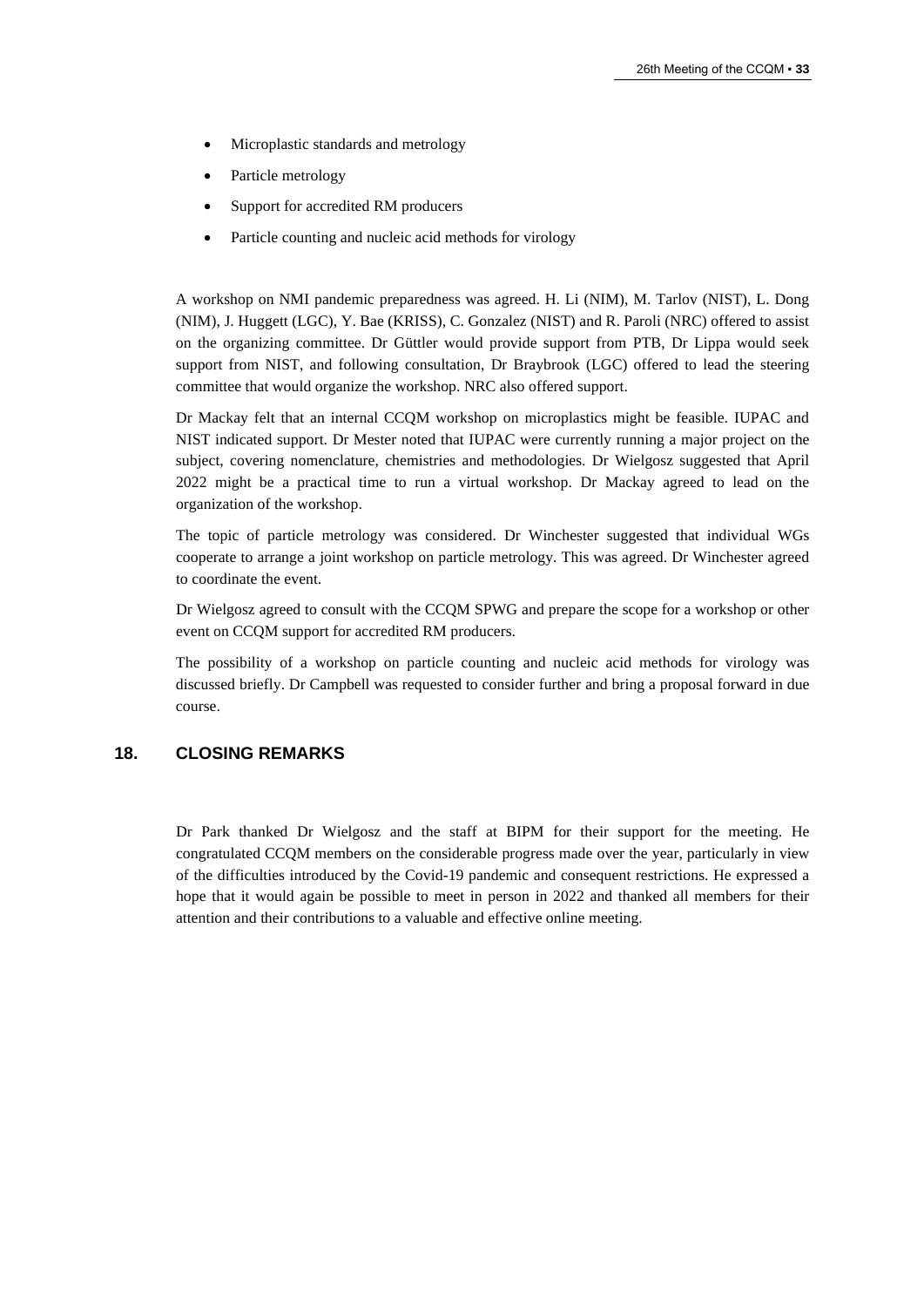- Microplastic standards and metrology
- Particle metrology
- Support for accredited RM producers
- Particle counting and nucleic acid methods for virology

A workshop on NMI pandemic preparedness was agreed. H. Li (NIM), M. Tarlov (NIST), L. Dong (NIM), J. Huggett (LGC), Y. Bae (KRISS), C. Gonzalez (NIST) and R. Paroli (NRC) offered to assist on the organizing committee. Dr Güttler would provide support from PTB, Dr Lippa would seek support from NIST, and following consultation, Dr Braybrook (LGC) offered to lead the steering committee that would organize the workshop. NRC also offered support.

Dr Mackay felt that an internal CCQM workshop on microplastics might be feasible. IUPAC and NIST indicated support. Dr Mester noted that IUPAC were currently running a major project on the subject, covering nomenclature, chemistries and methodologies. Dr Wielgosz suggested that April 2022 might be a practical time to run a virtual workshop. Dr Mackay agreed to lead on the organization of the workshop.

The topic of particle metrology was considered. Dr Winchester suggested that individual WGs cooperate to arrange a joint workshop on particle metrology. This was agreed. Dr Winchester agreed to coordinate the event.

Dr Wielgosz agreed to consult with the CCQM SPWG and prepare the scope for a workshop or other event on CCQM support for accredited RM producers.

The possibility of a workshop on particle counting and nucleic acid methods for virology was discussed briefly. Dr Campbell was requested to consider further and bring a proposal forward in due course.

## 18. CLOSING REMARKS

Dr Park thanked Dr Wielgosz and the staff at BIPM for their support for the meeting. He congratulated CCQM members on the considerable progress made over the year, particularly in view of the difficulties introduced by the Covid-19 pandemic and consequent restrictions. He expressed a hope that it would again be possible to meet in person in 2022 and thanked all members for their attention and their contributions to a valuable and effective online meeting.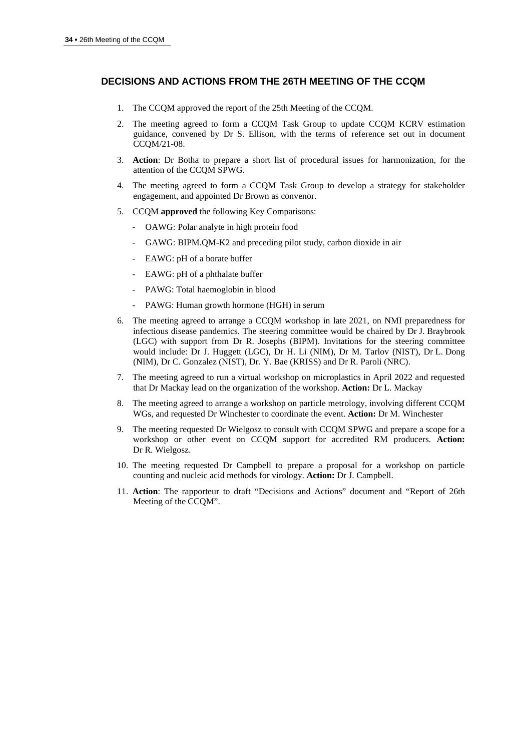## DECISIONS AND ACTIONS FROM THE 26TH MEETING OF THE CCQM

1. The CCQM approved the report of the 25th Meeting of the CCQM.
2. The meeting agreed to form a CCQM Task Group to update CCQM KCRV estimation guidance, convened by Dr S. Ellison, with the terms of reference set out in document CCQM/21-08.
3. **Action**: Dr Botha to prepare a short list of procedural issues for harmonization, for the attention of the CCQM SPWG.
4. The meeting agreed to form a CCQM Task Group to develop a strategy for stakeholder engagement, and appointed Dr Brown as convenor.
5. CCQM **approved** the following Key Comparisons:
   - OAWG: Polar analyte in high protein food
   - GAWG: BIPM.QM-K2 and preceding pilot study, carbon dioxide in air
   - EAWG: pH of a borate buffer
   - EAWG: pH of a phthalate buffer
   - PAWG: Total haemoglobin in blood
   - PAWG: Human growth hormone (HGH) in serum
6. The meeting agreed to arrange a CCQM workshop in late 2021, on NMI preparedness for infectious disease pandemics. The steering committee would be chaired by Dr J. Braybrook (LGC) with support from Dr R. Josephs (BIPM). Invitations for the steering committee would include: Dr J. Huggett (LGC), Dr H. Li (NIM), Dr M. Tarlov (NIST), Dr L. Dong (NIM), Dr C. Gonzalez (NIST), Dr. Y. Bae (KRISS) and Dr R. Paroli (NRC).
7. The meeting agreed to run a virtual workshop on microplastics in April 2022 and requested that Dr Mackay lead on the organization of the workshop. **Action:** Dr L. Mackay
8. The meeting agreed to arrange a workshop on particle metrology, involving different CCQM WGs, and requested Dr Winchester to coordinate the event. **Action:** Dr M. Winchester
9. The meeting requested Dr Wielgosz to consult with CCQM SPWG and prepare a scope for a workshop or other event on CCQM support for accredited RM producers. **Action:** Dr R. Wielgosz.
10. The meeting requested Dr Campbell to prepare a proposal for a workshop on particle counting and nucleic acid methods for virology. **Action:** Dr J. Campbell.
11. **Action**: The rapporteur to draft "Decisions and Actions" document and "Report of 26th Meeting of the CCQM".